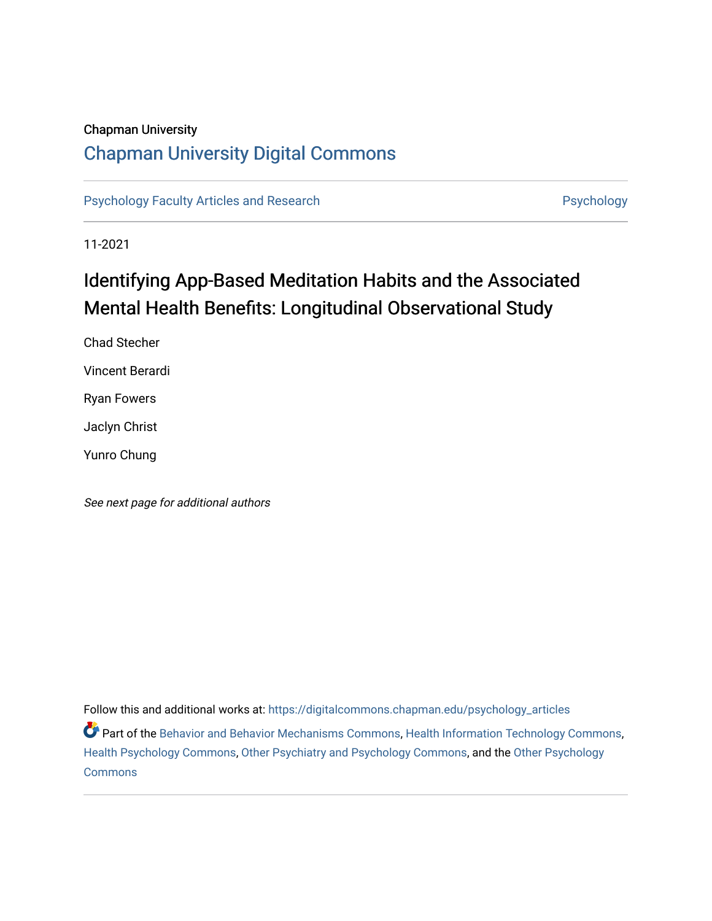Chapman University

## Chapman University Digital Commons

Psychology Faculty Articles and Research

Psychology

11-2021

# Identifying App-Based Meditation Habits and the Associated Mental Health Benefits: Longitudinal Observational Study

Chad Stecher

Vincent Berardi

Ryan Fowers

Jaclyn Christ

Yunro Chung

*See next page for additional authors*

Follow this and additional works at: https://digitalcommons.chapman.edu/psychology_articles

Part of the Behavior and Behavior Mechanisms Commons, Health Information Technology Commons, Health Psychology Commons, Other Psychiatry and Psychology Commons, and the Other Psychology Commons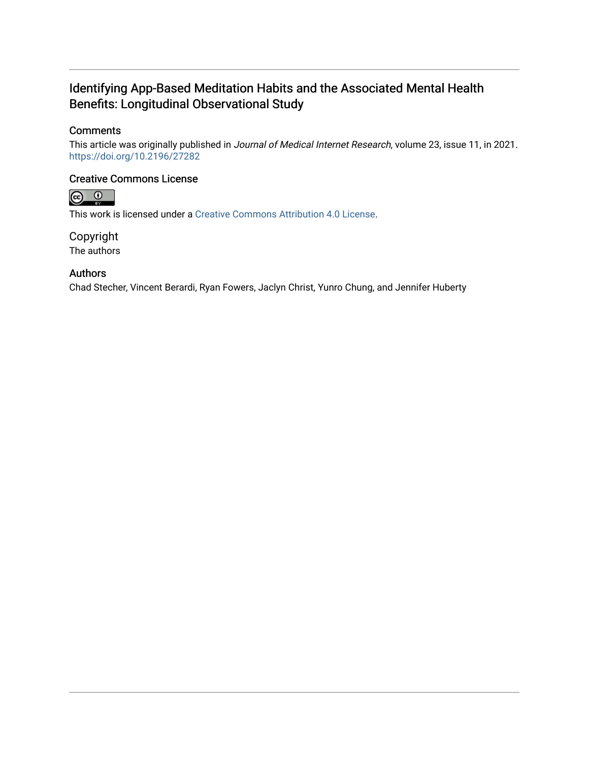# Identifying App-Based Meditation Habits and the Associated Mental Health Benefits: Longitudinal Observational Study

## Comments

This article was originally published in *Journal of Medical Internet Research*, volume 23, issue 11, in 2021. https://doi.org/10.2196/27282

## Creative Commons License

This work is licensed under a Creative Commons Attribution 4.0 License.

## Copyright

The authors

## Authors

Chad Stecher, Vincent Berardi, Ryan Fowers, Jaclyn Christ, Yunro Chung, and Jennifer Huberty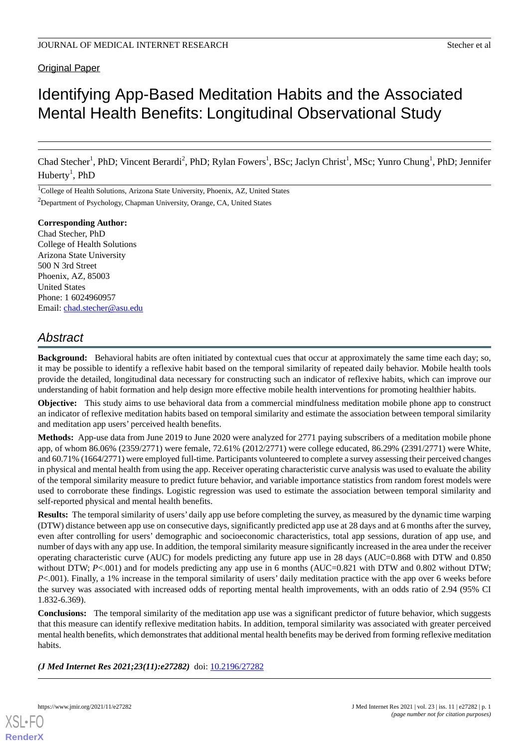Original Paper

# Identifying App-Based Meditation Habits and the Associated Mental Health Benefits: Longitudinal Observational Study

Chad Stecher[1], PhD; Vincent Berardi[2], PhD; Rylan Fowers[1], BSc; Jaclyn Christ[1], MSc; Yunro Chung[1], PhD; Jennifer Huberty[1], PhD

[1]College of Health Solutions, Arizona State University, Phoenix, AZ, United States

[2]Department of Psychology, Chapman University, Orange, CA, United States

**Corresponding Author:**
Chad Stecher, PhD
College of Health Solutions
Arizona State University
500 N 3rd Street
Phoenix, AZ, 85003
United States
Phone: 1 6024960957
Email: chad.stecher@asu.edu

## Abstract

**Background:** Behavioral habits are often initiated by contextual cues that occur at approximately the same time each day; so, it may be possible to identify a reflexive habit based on the temporal similarity of repeated daily behavior. Mobile health tools provide the detailed, longitudinal data necessary for constructing such an indicator of reflexive habits, which can improve our understanding of habit formation and help design more effective mobile health interventions for promoting healthier habits.

**Objective:** This study aims to use behavioral data from a commercial mindfulness meditation mobile phone app to construct an indicator of reflexive meditation habits based on temporal similarity and estimate the association between temporal similarity and meditation app users' perceived health benefits.

**Methods:** App-use data from June 2019 to June 2020 were analyzed for 2771 paying subscribers of a meditation mobile phone app, of whom 86.06% (2359/2771) were female, 72.61% (2012/2771) were college educated, 86.29% (2391/2771) were White, and 60.71% (1664/2771) were employed full-time. Participants volunteered to complete a survey assessing their perceived changes in physical and mental health from using the app. Receiver operating characteristic curve analysis was used to evaluate the ability of the temporal similarity measure to predict future behavior, and variable importance statistics from random forest models were used to corroborate these findings. Logistic regression was used to estimate the association between temporal similarity and self-reported physical and mental health benefits.

**Results:** The temporal similarity of users' daily app use before completing the survey, as measured by the dynamic time warping (DTW) distance between app use on consecutive days, significantly predicted app use at 28 days and at 6 months after the survey, even after controlling for users' demographic and socioeconomic characteristics, total app sessions, duration of app use, and number of days with any app use. In addition, the temporal similarity measure significantly increased in the area under the receiver operating characteristic curve (AUC) for models predicting any future app use in 28 days (AUC=0.868 with DTW and 0.850 without DTW; *P*<.001) and for models predicting any app use in 6 months (AUC=0.821 with DTW and 0.802 without DTW; *P*<.001). Finally, a 1% increase in the temporal similarity of users' daily meditation practice with the app over 6 weeks before the survey was associated with increased odds of reporting mental health improvements, with an odds ratio of 2.94 (95% CI 1.832-6.369).

**Conclusions:** The temporal similarity of the meditation app use was a significant predictor of future behavior, which suggests that this measure can identify reflexive meditation habits. In addition, temporal similarity was associated with greater perceived mental health benefits, which demonstrates that additional mental health benefits may be derived from forming reflexive meditation habits.

***(J Med Internet Res 2021;23(11):e27282)*** doi: 10.2196/27282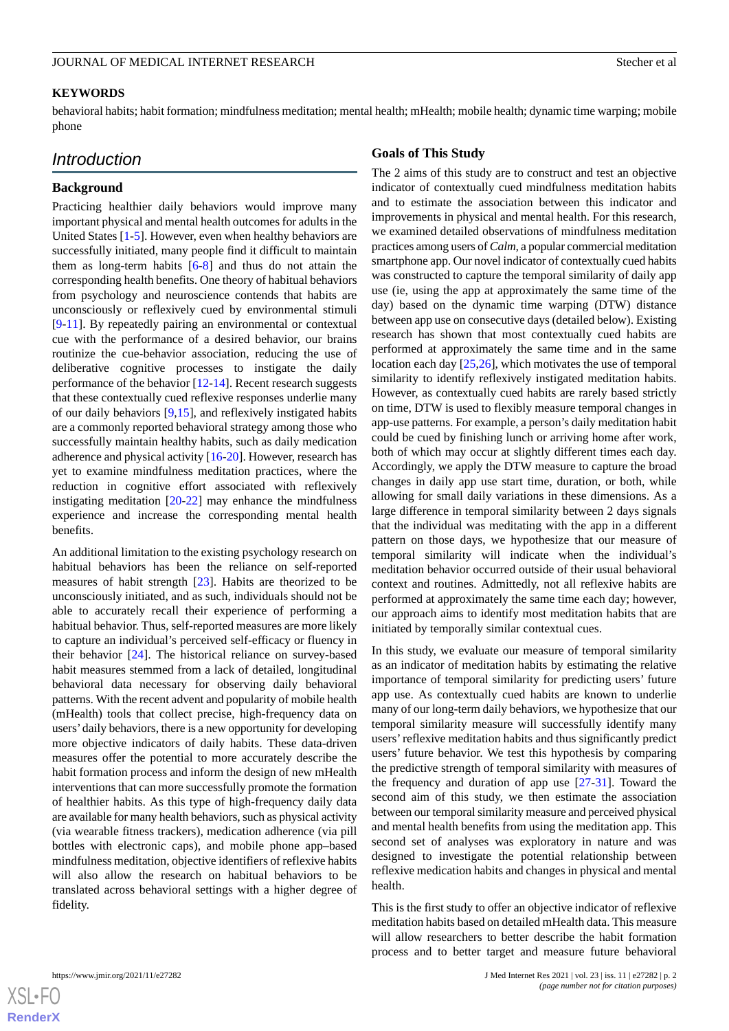## KEYWORDS

behavioral habits; habit formation; mindfulness meditation; mental health; mHealth; mobile health; dynamic time warping; mobile phone

## Introduction

### Background

Practicing healthier daily behaviors would improve many important physical and mental health outcomes for adults in the United States [1-5]. However, even when healthy behaviors are successfully initiated, many people find it difficult to maintain them as long-term habits [6-8] and thus do not attain the corresponding health benefits. One theory of habitual behaviors from psychology and neuroscience contends that habits are unconsciously or reflexively cued by environmental stimuli [9-11]. By repeatedly pairing an environmental or contextual cue with the performance of a desired behavior, our brains routinize the cue-behavior association, reducing the use of deliberative cognitive processes to instigate the daily performance of the behavior [12-14]. Recent research suggests that these contextually cued reflexive responses underlie many of our daily behaviors [9,15], and reflexively instigated habits are a commonly reported behavioral strategy among those who successfully maintain healthy habits, such as daily medication adherence and physical activity [16-20]. However, research has yet to examine mindfulness meditation practices, where the reduction in cognitive effort associated with reflexively instigating meditation [20-22] may enhance the mindfulness experience and increase the corresponding mental health benefits.

An additional limitation to the existing psychology research on habitual behaviors has been the reliance on self-reported measures of habit strength [23]. Habits are theorized to be unconsciously initiated, and as such, individuals should not be able to accurately recall their experience of performing a habitual behavior. Thus, self-reported measures are more likely to capture an individual's perceived self-efficacy or fluency in their behavior [24]. The historical reliance on survey-based habit measures stemmed from a lack of detailed, longitudinal behavioral data necessary for observing daily behavioral patterns. With the recent advent and popularity of mobile health (mHealth) tools that collect precise, high-frequency data on users' daily behaviors, there is a new opportunity for developing more objective indicators of daily habits. These data-driven measures offer the potential to more accurately describe the habit formation process and inform the design of new mHealth interventions that can more successfully promote the formation of healthier habits. As this type of high-frequency daily data are available for many health behaviors, such as physical activity (via wearable fitness trackers), medication adherence (via pill bottles with electronic caps), and mobile phone app–based mindfulness meditation, objective identifiers of reflexive habits will also allow the research on habitual behaviors to be translated across behavioral settings with a higher degree of fidelity.

### Goals of This Study

The 2 aims of this study are to construct and test an objective indicator of contextually cued mindfulness meditation habits and to estimate the association between this indicator and improvements in physical and mental health. For this research, we examined detailed observations of mindfulness meditation practices among users of *Calm*, a popular commercial meditation smartphone app. Our novel indicator of contextually cued habits was constructed to capture the temporal similarity of daily app use (ie, using the app at approximately the same time of the day) based on the dynamic time warping (DTW) distance between app use on consecutive days (detailed below). Existing research has shown that most contextually cued habits are performed at approximately the same time and in the same location each day [25,26], which motivates the use of temporal similarity to identify reflexively instigated meditation habits. However, as contextually cued habits are rarely based strictly on time, DTW is used to flexibly measure temporal changes in app-use patterns. For example, a person's daily meditation habit could be cued by finishing lunch or arriving home after work, both of which may occur at slightly different times each day. Accordingly, we apply the DTW measure to capture the broad changes in daily app use start time, duration, or both, while allowing for small daily variations in these dimensions. As a large difference in temporal similarity between 2 days signals that the individual was meditating with the app in a different pattern on those days, we hypothesize that our measure of temporal similarity will indicate when the individual's meditation behavior occurred outside of their usual behavioral context and routines. Admittedly, not all reflexive habits are performed at approximately the same time each day; however, our approach aims to identify most meditation habits that are initiated by temporally similar contextual cues.

In this study, we evaluate our measure of temporal similarity as an indicator of meditation habits by estimating the relative importance of temporal similarity for predicting users' future app use. As contextually cued habits are known to underlie many of our long-term daily behaviors, we hypothesize that our temporal similarity measure will successfully identify many users' reflexive meditation habits and thus significantly predict users' future behavior. We test this hypothesis by comparing the predictive strength of temporal similarity with measures of the frequency and duration of app use [27-31]. Toward the second aim of this study, we then estimate the association between our temporal similarity measure and perceived physical and mental health benefits from using the meditation app. This second set of analyses was exploratory in nature and was designed to investigate the potential relationship between reflexive medication habits and changes in physical and mental health.

This is the first study to offer an objective indicator of reflexive meditation habits based on detailed mHealth data. This measure will allow researchers to better describe the habit formation process and to better target and measure future behavioral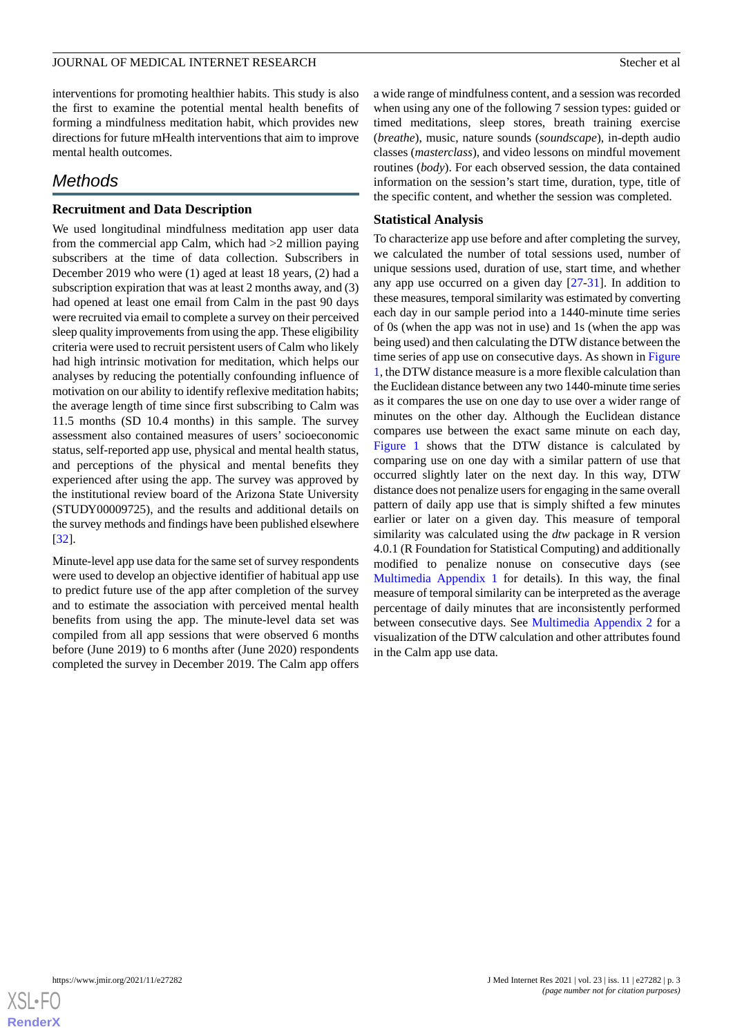interventions for promoting healthier habits. This study is also the first to examine the potential mental health benefits of forming a mindfulness meditation habit, which provides new directions for future mHealth interventions that aim to improve mental health outcomes.

## Methods

### Recruitment and Data Description

We used longitudinal mindfulness meditation app user data from the commercial app Calm, which had >2 million paying subscribers at the time of data collection. Subscribers in December 2019 who were (1) aged at least 18 years, (2) had a subscription expiration that was at least 2 months away, and (3) had opened at least one email from Calm in the past 90 days were recruited via email to complete a survey on their perceived sleep quality improvements from using the app. These eligibility criteria were used to recruit persistent users of Calm who likely had high intrinsic motivation for meditation, which helps our analyses by reducing the potentially confounding influence of motivation on our ability to identify reflexive meditation habits; the average length of time since first subscribing to Calm was 11.5 months (SD 10.4 months) in this sample. The survey assessment also contained measures of users' socioeconomic status, self-reported app use, physical and mental health status, and perceptions of the physical and mental benefits they experienced after using the app. The survey was approved by the institutional review board of the Arizona State University (STUDY00009725), and the results and additional details on the survey methods and findings have been published elsewhere [32].

Minute-level app use data for the same set of survey respondents were used to develop an objective identifier of habitual app use to predict future use of the app after completion of the survey and to estimate the association with perceived mental health benefits from using the app. The minute-level data set was compiled from all app sessions that were observed 6 months before (June 2019) to 6 months after (June 2020) respondents completed the survey in December 2019. The Calm app offers a wide range of mindfulness content, and a session was recorded when using any one of the following 7 session types: guided or timed meditations, sleep stores, breath training exercise (*breathe*), music, nature sounds (*soundscape*), in-depth audio classes (*masterclass*), and video lessons on mindful movement routines (*body*). For each observed session, the data contained information on the session's start time, duration, type, title of the specific content, and whether the session was completed.

### Statistical Analysis

To characterize app use before and after completing the survey, we calculated the number of total sessions used, number of unique sessions used, duration of use, start time, and whether any app use occurred on a given day [27-31]. In addition to these measures, temporal similarity was estimated by converting each day in our sample period into a 1440-minute time series of 0s (when the app was not in use) and 1s (when the app was being used) and then calculating the DTW distance between the time series of app use on consecutive days. As shown in Figure 1, the DTW distance measure is a more flexible calculation than the Euclidean distance between any two 1440-minute time series as it compares the use on one day to use over a wider range of minutes on the other day. Although the Euclidean distance compares use between the exact same minute on each day, Figure 1 shows that the DTW distance is calculated by comparing use on one day with a similar pattern of use that occurred slightly later on the next day. In this way, DTW distance does not penalize users for engaging in the same overall pattern of daily app use that is simply shifted a few minutes earlier or later on a given day. This measure of temporal similarity was calculated using the *dtw* package in R version 4.0.1 (R Foundation for Statistical Computing) and additionally modified to penalize nonuse on consecutive days (see Multimedia Appendix 1 for details). In this way, the final measure of temporal similarity can be interpreted as the average percentage of daily minutes that are inconsistently performed between consecutive days. See Multimedia Appendix 2 for a visualization of the DTW calculation and other attributes found in the Calm app use data.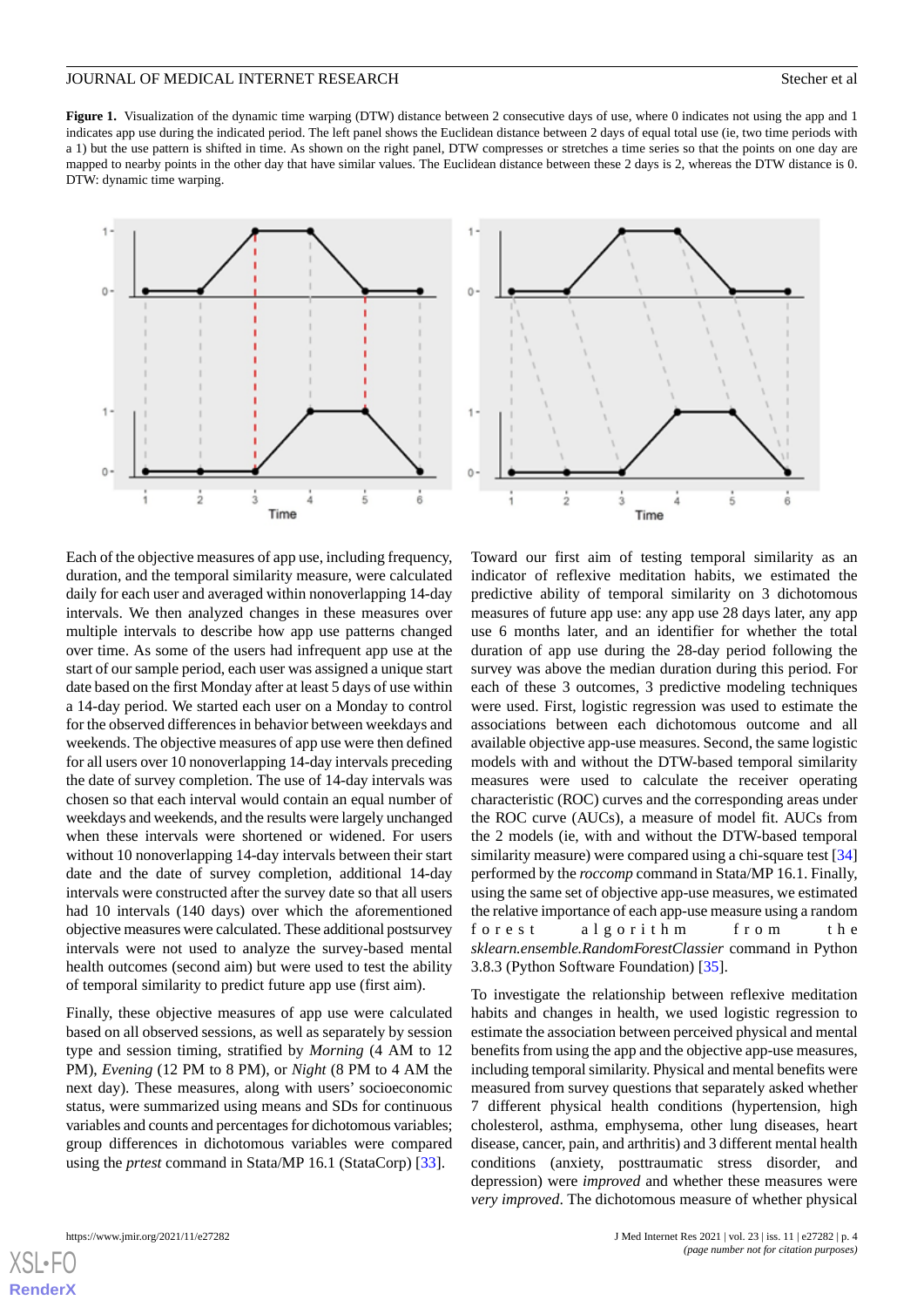**Figure 1.** Visualization of the dynamic time warping (DTW) distance between 2 consecutive days of use, where 0 indicates not using the app and 1 indicates app use during the indicated period. The left panel shows the Euclidean distance between 2 days of equal total use (ie, two time periods with a 1) but the use pattern is shifted in time. As shown on the right panel, DTW compresses or stretches a time series so that the points on one day are mapped to nearby points in the other day that have similar values. The Euclidean distance between these 2 days is 2, whereas the DTW distance is 0. DTW: dynamic time warping.

Each of the objective measures of app use, including frequency, duration, and the temporal similarity measure, were calculated daily for each user and averaged within nonoverlapping 14-day intervals. We then analyzed changes in these measures over multiple intervals to describe how app use patterns changed over time. As some of the users had infrequent app use at the start of our sample period, each user was assigned a unique start date based on the first Monday after at least 5 days of use within a 14-day period. We started each user on a Monday to control for the observed differences in behavior between weekdays and weekends. The objective measures of app use were then defined for all users over 10 nonoverlapping 14-day intervals preceding the date of survey completion. The use of 14-day intervals was chosen so that each interval would contain an equal number of weekdays and weekends, and the results were largely unchanged when these intervals were shortened or widened. For users without 10 nonoverlapping 14-day intervals between their start date and the date of survey completion, additional 14-day intervals were constructed after the survey date so that all users had 10 intervals (140 days) over which the aforementioned objective measures were calculated. These additional postsurvey intervals were not used to analyze the survey-based mental health outcomes (second aim) but were used to test the ability of temporal similarity to predict future app use (first aim).

Finally, these objective measures of app use were calculated based on all observed sessions, as well as separately by session type and session timing, stratified by *Morning* (4 AM to 12 PM), *Evening* (12 PM to 8 PM), or *Night* (8 PM to 4 AM the next day). These measures, along with users' socioeconomic status, were summarized using means and SDs for continuous variables and counts and percentages for dichotomous variables; group differences in dichotomous variables were compared using the *prtest* command in Stata/MP 16.1 (StataCorp) [33].

Toward our first aim of testing temporal similarity as an indicator of reflexive meditation habits, we estimated the predictive ability of temporal similarity on 3 dichotomous measures of future app use: any app use 28 days later, any app use 6 months later, and an identifier for whether the total duration of app use during the 28-day period following the survey was above the median duration during this period. For each of these 3 outcomes, 3 predictive modeling techniques were used. First, logistic regression was used to estimate the associations between each dichotomous outcome and all available objective app-use measures. Second, the same logistic models with and without the DTW-based temporal similarity measures were used to calculate the receiver operating characteristic (ROC) curves and the corresponding areas under the ROC curve (AUCs), a measure of model fit. AUCs from the 2 models (ie, with and without the DTW-based temporal similarity measure) were compared using a chi-square test [34] performed by the *roccomp* command in Stata/MP 16.1. Finally, using the same set of objective app-use measures, we estimated the relative importance of each app-use measure using a random forest algorithm from the *sklearn.ensemble.RandomForestClassier* command in Python 3.8.3 (Python Software Foundation) [35].

To investigate the relationship between reflexive meditation habits and changes in health, we used logistic regression to estimate the association between perceived physical and mental benefits from using the app and the objective app-use measures, including temporal similarity. Physical and mental benefits were measured from survey questions that separately asked whether 7 different physical health conditions (hypertension, high cholesterol, asthma, emphysema, other lung diseases, heart disease, cancer, pain, and arthritis) and 3 different mental health conditions (anxiety, posttraumatic stress disorder, and depression) were *improved* and whether these measures were *very improved*. The dichotomous measure of whether physical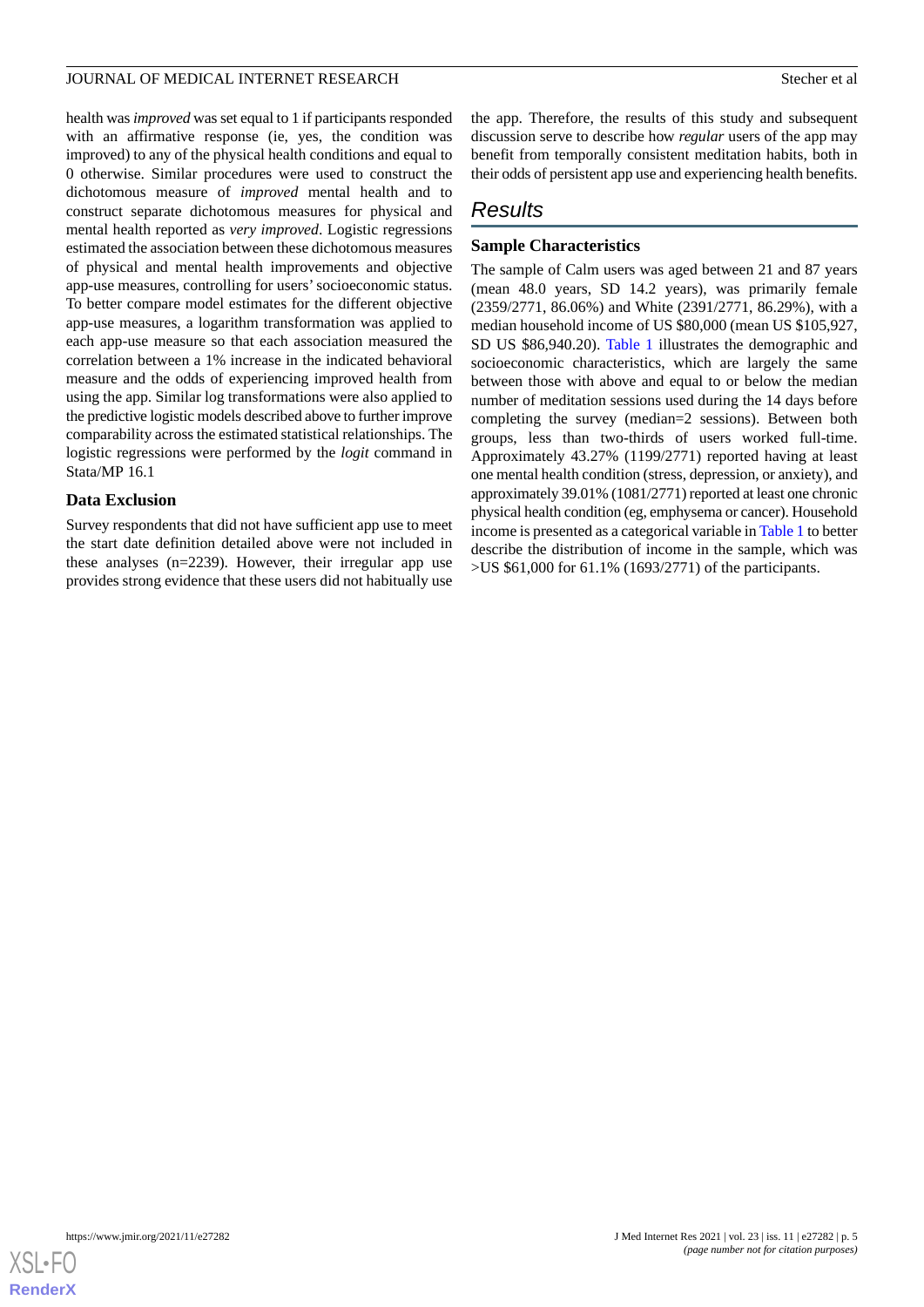health was *improved* was set equal to 1 if participants responded with an affirmative response (ie, yes, the condition was improved) to any of the physical health conditions and equal to 0 otherwise. Similar procedures were used to construct the dichotomous measure of *improved* mental health and to construct separate dichotomous measures for physical and mental health reported as *very improved*. Logistic regressions estimated the association between these dichotomous measures of physical and mental health improvements and objective app-use measures, controlling for users' socioeconomic status. To better compare model estimates for the different objective app-use measures, a logarithm transformation was applied to each app-use measure so that each association measured the correlation between a 1% increase in the indicated behavioral measure and the odds of experiencing improved health from using the app. Similar log transformations were also applied to the predictive logistic models described above to further improve comparability across the estimated statistical relationships. The logistic regressions were performed by the *logit* command in Stata/MP 16.1

### Data Exclusion

Survey respondents that did not have sufficient app use to meet the start date definition detailed above were not included in these analyses (n=2239). However, their irregular app use provides strong evidence that these users did not habitually use the app. Therefore, the results of this study and subsequent discussion serve to describe how *regular* users of the app may benefit from temporally consistent meditation habits, both in their odds of persistent app use and experiencing health benefits.

## Results

### Sample Characteristics

The sample of Calm users was aged between 21 and 87 years (mean 48.0 years, SD 14.2 years), was primarily female (2359/2771, 86.06%) and White (2391/2771, 86.29%), with a median household income of US $80,000 (mean US $105,927, SD US $86,940.20). Table 1 illustrates the demographic and socioeconomic characteristics, which are largely the same between those with above and equal to or below the median number of meditation sessions used during the 14 days before completing the survey (median=2 sessions). Between both groups, less than two-thirds of users worked full-time. Approximately 43.27% (1199/2771) reported having at least one mental health condition (stress, depression, or anxiety), and approximately 39.01% (1081/2771) reported at least one chronic physical health condition (eg, emphysema or cancer). Household income is presented as a categorical variable in Table 1 to better describe the distribution of income in the sample, which was >US $61,000 for 61.1% (1693/2771) of the participants.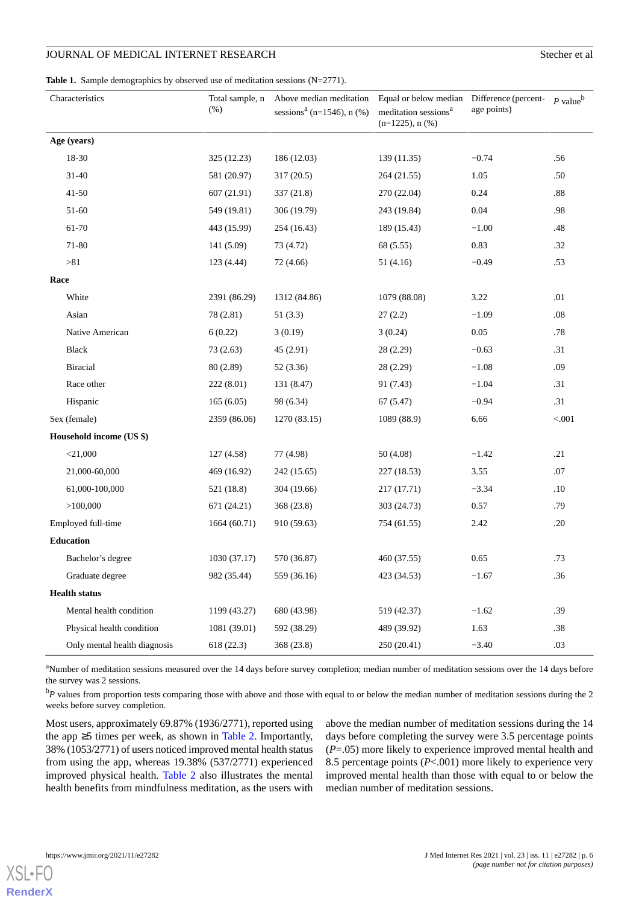**Table 1.** Sample demographics by observed use of meditation sessions (N=2771).

| Characteristics | Total sample, n (%) | Above median meditation sessions[a] (n=1546), n (%) | Equal or below median meditation sessions[a] (n=1225), n (%) | Difference (percentage points) | P value[b] |
|---|---|---|---|---|---|
| **Age (years)** | | | | | |
| 18-30 | 325 (12.23) | 186 (12.03) | 139 (11.35) | −0.74 | .56 |
| 31-40 | 581 (20.97) | 317 (20.5) | 264 (21.55) | 1.05 | .50 |
| 41-50 | 607 (21.91) | 337 (21.8) | 270 (22.04) | 0.24 | .88 |
| 51-60 | 549 (19.81) | 306 (19.79) | 243 (19.84) | 0.04 | .98 |
| 61-70 | 443 (15.99) | 254 (16.43) | 189 (15.43) | −1.00 | .48 |
| 71-80 | 141 (5.09) | 73 (4.72) | 68 (5.55) | 0.83 | .32 |
| >81 | 123 (4.44) | 72 (4.66) | 51 (4.16) | −0.49 | .53 |
| **Race** | | | | | |
| White | 2391 (86.29) | 1312 (84.86) | 1079 (88.08) | 3.22 | .01 |
| Asian | 78 (2.81) | 51 (3.3) | 27 (2.2) | −1.09 | .08 |
| Native American | 6 (0.22) | 3 (0.19) | 3 (0.24) | 0.05 | .78 |
| Black | 73 (2.63) | 45 (2.91) | 28 (2.29) | −0.63 | .31 |
| Biracial | 80 (2.89) | 52 (3.36) | 28 (2.29) | −1.08 | .09 |
| Race other | 222 (8.01) | 131 (8.47) | 91 (7.43) | −1.04 | .31 |
| Hispanic | 165 (6.05) | 98 (6.34) | 67 (5.47) | −0.94 | .31 |
| Sex (female) | 2359 (86.06) | 1270 (83.15) | 1089 (88.9) | 6.66 | <.001 |
| **Household income (US $)** | | | | | |
| <21,000 | 127 (4.58) | 77 (4.98) | 50 (4.08) | −1.42 | .21 |
| 21,000-60,000 | 469 (16.92) | 242 (15.65) | 227 (18.53) | 3.55 | .07 |
| 61,000-100,000 | 521 (18.8) | 304 (19.66) | 217 (17.71) | −3.34 | .10 |
| >100,000 | 671 (24.21) | 368 (23.8) | 303 (24.73) | 0.57 | .79 |
| Employed full-time | 1664 (60.71) | 910 (59.63) | 754 (61.55) | 2.42 | .20 |
| **Education** | | | | | |
| Bachelor's degree | 1030 (37.17) | 570 (36.87) | 460 (37.55) | 0.65 | .73 |
| Graduate degree | 982 (35.44) | 559 (36.16) | 423 (34.53) | −1.67 | .36 |
| **Health status** | | | | | |
| Mental health condition | 1199 (43.27) | 680 (43.98) | 519 (42.37) | −1.62 | .39 |
| Physical health condition | 1081 (39.01) | 592 (38.29) | 489 (39.92) | 1.63 | .38 |
| Only mental health diagnosis | 618 (22.3) | 368 (23.8) | 250 (20.41) | −3.40 | .03 |

[a]Number of meditation sessions measured over the 14 days before survey completion; median number of meditation sessions over the 14 days before the survey was 2 sessions.

[b]*P* values from proportion tests comparing those with above and those with equal to or below the median number of meditation sessions during the 2 weeks before survey completion.

Most users, approximately 69.87% (1936/2771), reported using the app ≥5 times per week, as shown in Table 2. Importantly, 38% (1053/2771) of users noticed improved mental health status from using the app, whereas 19.38% (537/2771) experienced improved physical health. Table 2 also illustrates the mental health benefits from mindfulness meditation, as the users with above the median number of meditation sessions during the 14 days before completing the survey were 3.5 percentage points (*P*=.05) more likely to experience improved mental health and 8.5 percentage points (*P*<.001) more likely to experience very improved mental health than those with equal to or below the median number of meditation sessions.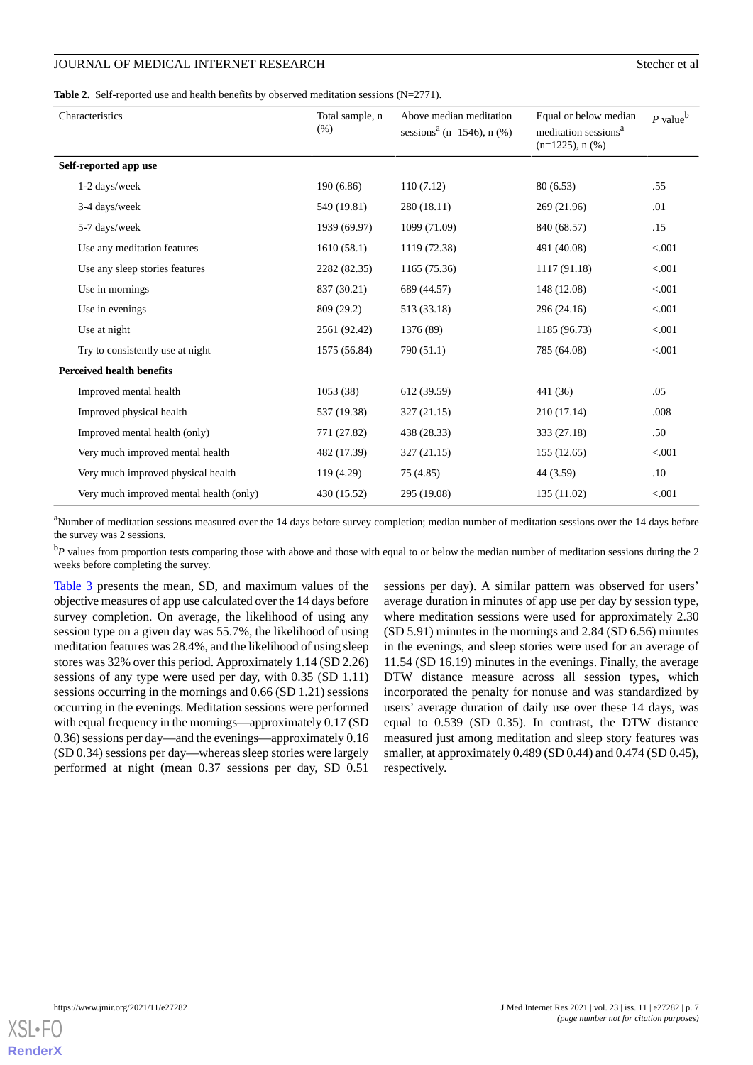**Table 2.** Self-reported use and health benefits by observed meditation sessions (N=2771).

| Characteristics | Total sample, n (%) | Above median meditation sessions[a] (n=1546), n (%) | Equal or below median meditation sessions[a] (n=1225), n (%) | *P* value[b] |
|---|---|---|---|---|
| **Self-reported app use** | | | | |
| 1-2 days/week | 190 (6.86) | 110 (7.12) | 80 (6.53) | .55 |
| 3-4 days/week | 549 (19.81) | 280 (18.11) | 269 (21.96) | .01 |
| 5-7 days/week | 1939 (69.97) | 1099 (71.09) | 840 (68.57) | .15 |
| Use any meditation features | 1610 (58.1) | 1119 (72.38) | 491 (40.08) | <.001 |
| Use any sleep stories features | 2282 (82.35) | 1165 (75.36) | 1117 (91.18) | <.001 |
| Use in mornings | 837 (30.21) | 689 (44.57) | 148 (12.08) | <.001 |
| Use in evenings | 809 (29.2) | 513 (33.18) | 296 (24.16) | <.001 |
| Use at night | 2561 (92.42) | 1376 (89) | 1185 (96.73) | <.001 |
| Try to consistently use at night | 1575 (56.84) | 790 (51.1) | 785 (64.08) | <.001 |
| **Perceived health benefits** | | | | |
| Improved mental health | 1053 (38) | 612 (39.59) | 441 (36) | .05 |
| Improved physical health | 537 (19.38) | 327 (21.15) | 210 (17.14) | .008 |
| Improved mental health (only) | 771 (27.82) | 438 (28.33) | 333 (27.18) | .50 |
| Very much improved mental health | 482 (17.39) | 327 (21.15) | 155 (12.65) | <.001 |
| Very much improved physical health | 119 (4.29) | 75 (4.85) | 44 (3.59) | .10 |
| Very much improved mental health (only) | 430 (15.52) | 295 (19.08) | 135 (11.02) | <.001 |

[a]Number of meditation sessions measured over the 14 days before survey completion; median number of meditation sessions over the 14 days before the survey was 2 sessions.

[b]*P* values from proportion tests comparing those with above and those with equal to or below the median number of meditation sessions during the 2 weeks before completing the survey.

Table 3 presents the mean, SD, and maximum values of the objective measures of app use calculated over the 14 days before survey completion. On average, the likelihood of using any session type on a given day was 55.7%, the likelihood of using meditation features was 28.4%, and the likelihood of using sleep stores was 32% over this period. Approximately 1.14 (SD 2.26) sessions of any type were used per day, with 0.35 (SD 1.11) sessions occurring in the mornings and 0.66 (SD 1.21) sessions occurring in the evenings. Meditation sessions were performed with equal frequency in the mornings—approximately 0.17 (SD 0.36) sessions per day—and the evenings—approximately 0.16 (SD 0.34) sessions per day—whereas sleep stories were largely performed at night (mean 0.37 sessions per day, SD 0.51 sessions per day). A similar pattern was observed for users' average duration in minutes of app use per day by session type, where meditation sessions were used for approximately 2.30 (SD 5.91) minutes in the mornings and 2.84 (SD 6.56) minutes in the evenings, and sleep stories were used for an average of 11.54 (SD 16.19) minutes in the evenings. Finally, the average DTW distance measure across all session types, which incorporated the penalty for nonuse and was standardized by users' average duration of daily use over these 14 days, was equal to 0.539 (SD 0.35). In contrast, the DTW distance measured just among meditation and sleep story features was smaller, at approximately 0.489 (SD 0.44) and 0.474 (SD 0.45), respectively.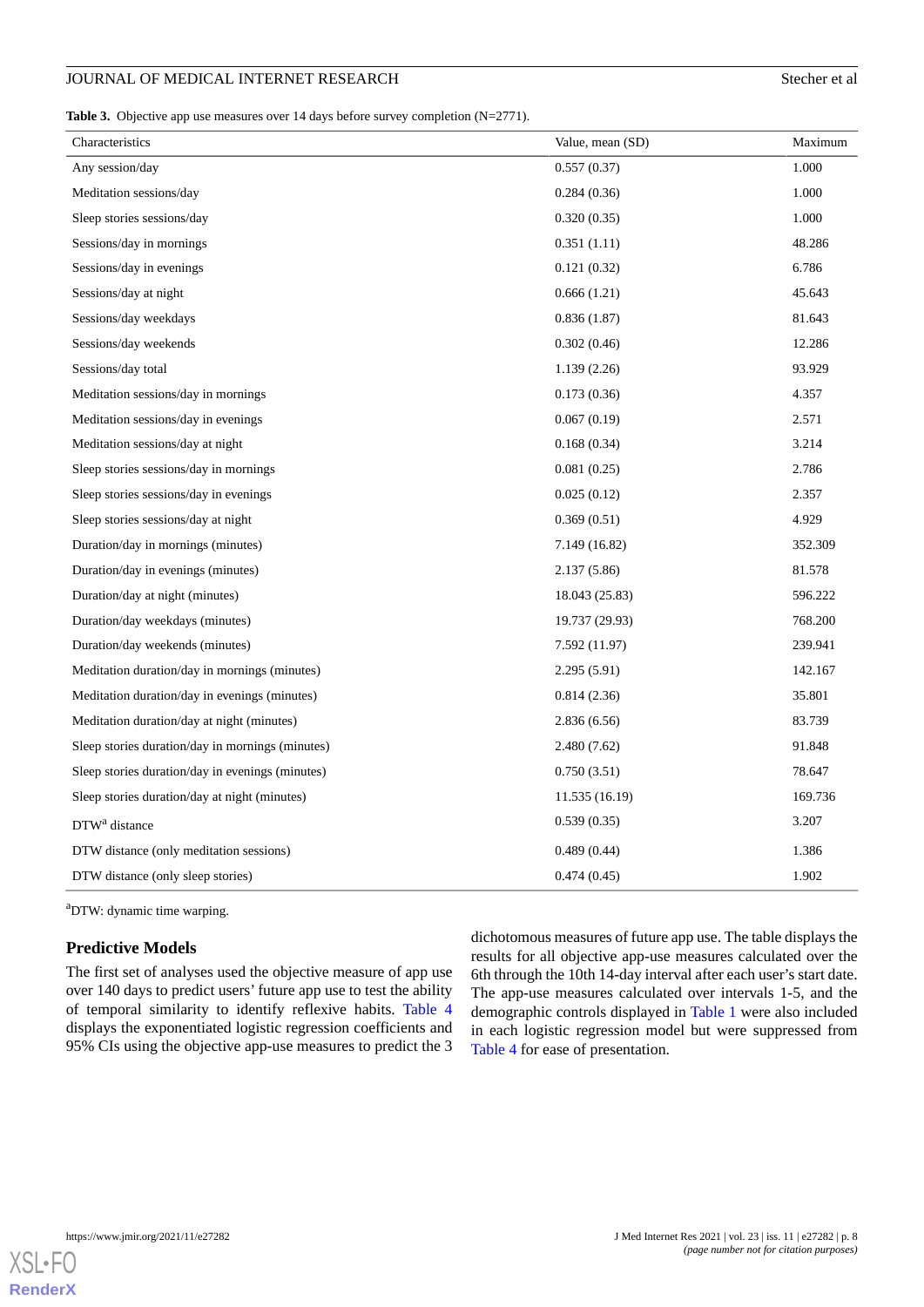**Table 3.** Objective app use measures over 14 days before survey completion (N=2771).

| Characteristics | Value, mean (SD) | Maximum |
|---|---|---|
| Any session/day | 0.557 (0.37) | 1.000 |
| Meditation sessions/day | 0.284 (0.36) | 1.000 |
| Sleep stories sessions/day | 0.320 (0.35) | 1.000 |
| Sessions/day in mornings | 0.351 (1.11) | 48.286 |
| Sessions/day in evenings | 0.121 (0.32) | 6.786 |
| Sessions/day at night | 0.666 (1.21) | 45.643 |
| Sessions/day weekdays | 0.836 (1.87) | 81.643 |
| Sessions/day weekends | 0.302 (0.46) | 12.286 |
| Sessions/day total | 1.139 (2.26) | 93.929 |
| Meditation sessions/day in mornings | 0.173 (0.36) | 4.357 |
| Meditation sessions/day in evenings | 0.067 (0.19) | 2.571 |
| Meditation sessions/day at night | 0.168 (0.34) | 3.214 |
| Sleep stories sessions/day in mornings | 0.081 (0.25) | 2.786 |
| Sleep stories sessions/day in evenings | 0.025 (0.12) | 2.357 |
| Sleep stories sessions/day at night | 0.369 (0.51) | 4.929 |
| Duration/day in mornings (minutes) | 7.149 (16.82) | 352.309 |
| Duration/day in evenings (minutes) | 2.137 (5.86) | 81.578 |
| Duration/day at night (minutes) | 18.043 (25.83) | 596.222 |
| Duration/day weekdays (minutes) | 19.737 (29.93) | 768.200 |
| Duration/day weekends (minutes) | 7.592 (11.97) | 239.941 |
| Meditation duration/day in mornings (minutes) | 2.295 (5.91) | 142.167 |
| Meditation duration/day in evenings (minutes) | 0.814 (2.36) | 35.801 |
| Meditation duration/day at night (minutes) | 2.836 (6.56) | 83.739 |
| Sleep stories duration/day in mornings (minutes) | 2.480 (7.62) | 91.848 |
| Sleep stories duration/day in evenings (minutes) | 0.750 (3.51) | 78.647 |
| Sleep stories duration/day at night (minutes) | 11.535 (16.19) | 169.736 |
| DTW[a] distance | 0.539 (0.35) | 3.207 |
| DTW distance (only meditation sessions) | 0.489 (0.44) | 1.386 |
| DTW distance (only sleep stories) | 0.474 (0.45) | 1.902 |

[a]DTW: dynamic time warping.

## Predictive Models

The first set of analyses used the objective measure of app use over 140 days to predict users' future app use to test the ability of temporal similarity to identify reflexive habits. Table 4 displays the exponentiated logistic regression coefficients and 95% CIs using the objective app-use measures to predict the 3 dichotomous measures of future app use. The table displays the results for all objective app-use measures calculated over the 6th through the 10th 14-day interval after each user's start date. The app-use measures calculated over intervals 1-5, and the demographic controls displayed in Table 1 were also included in each logistic regression model but were suppressed from Table 4 for ease of presentation.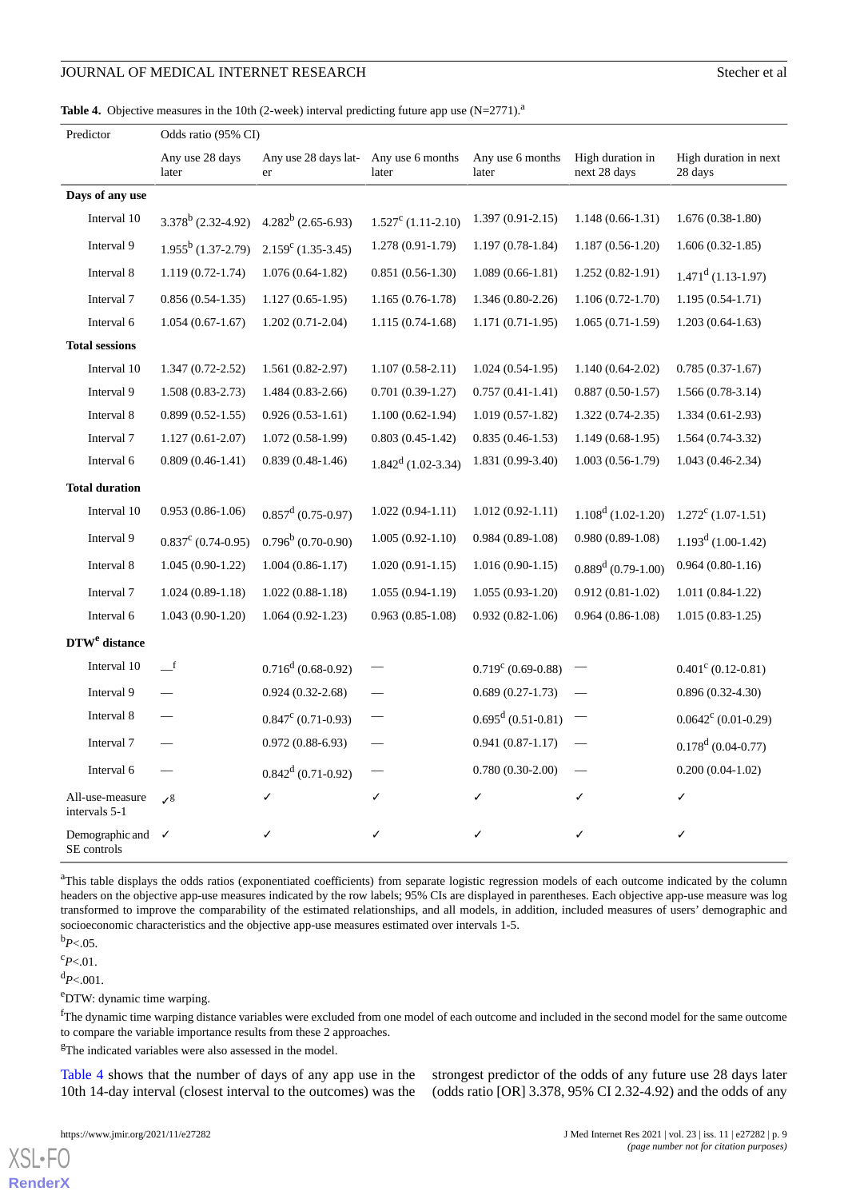**Table 4.** Objective measures in the 10th (2-week) interval predicting future app use (N=2771).[a]

| Predictor | Odds ratio (95% CI) | | | | | |
|---|---|---|---|---|---|---|
| | Any use 28 days later | Any use 28 days later | Any use 6 months later | Any use 6 months later | High duration in next 28 days | High duration in next 28 days |
| **Days of any use** | | | | | | |
| Interval 10 | 3.378[b] (2.32-4.92) | 4.282[b] (2.65-6.93) | 1.527[c] (1.11-2.10) | 1.397 (0.91-2.15) | 1.148 (0.66-1.31) | 1.676 (0.38-1.80) |
| Interval 9 | 1.955[b] (1.37-2.79) | 2.159[c] (1.35-3.45) | 1.278 (0.91-1.79) | 1.197 (0.78-1.84) | 1.187 (0.56-1.20) | 1.606 (0.32-1.85) |
| Interval 8 | 1.119 (0.72-1.74) | 1.076 (0.64-1.82) | 0.851 (0.56-1.30) | 1.089 (0.66-1.81) | 1.252 (0.82-1.91) | 1.471[d] (1.13-1.97) |
| Interval 7 | 0.856 (0.54-1.35) | 1.127 (0.65-1.95) | 1.165 (0.76-1.78) | 1.346 (0.80-2.26) | 1.106 (0.72-1.70) | 1.195 (0.54-1.71) |
| Interval 6 | 1.054 (0.67-1.67) | 1.202 (0.71-2.04) | 1.115 (0.74-1.68) | 1.171 (0.71-1.95) | 1.065 (0.71-1.59) | 1.203 (0.64-1.63) |
| **Total sessions** | | | | | | |
| Interval 10 | 1.347 (0.72-2.52) | 1.561 (0.82-2.97) | 1.107 (0.58-2.11) | 1.024 (0.54-1.95) | 1.140 (0.64-2.02) | 0.785 (0.37-1.67) |
| Interval 9 | 1.508 (0.83-2.73) | 1.484 (0.83-2.66) | 0.701 (0.39-1.27) | 0.757 (0.41-1.41) | 0.887 (0.50-1.57) | 1.566 (0.78-3.14) |
| Interval 8 | 0.899 (0.52-1.55) | 0.926 (0.53-1.61) | 1.100 (0.62-1.94) | 1.019 (0.57-1.82) | 1.322 (0.74-2.35) | 1.334 (0.61-2.93) |
| Interval 7 | 1.127 (0.61-2.07) | 1.072 (0.58-1.99) | 0.803 (0.45-1.42) | 0.835 (0.46-1.53) | 1.149 (0.68-1.95) | 1.564 (0.74-3.32) |
| Interval 6 | 0.809 (0.46-1.41) | 0.839 (0.48-1.46) | 1.842[d] (1.02-3.34) | 1.831 (0.99-3.40) | 1.003 (0.56-1.79) | 1.043 (0.46-2.34) |
| **Total duration** | | | | | | |
| Interval 10 | 0.953 (0.86-1.06) | 0.857[d] (0.75-0.97) | 1.022 (0.94-1.11) | 1.012 (0.92-1.11) | 1.108[d] (1.02-1.20) | 1.272[c] (1.07-1.51) |
| Interval 9 | 0.837[c] (0.74-0.95) | 0.796[b] (0.70-0.90) | 1.005 (0.92-1.10) | 0.984 (0.89-1.08) | 0.980 (0.89-1.08) | 1.193[d] (1.00-1.42) |
| Interval 8 | 1.045 (0.90-1.22) | 1.004 (0.86-1.17) | 1.020 (0.91-1.15) | 1.016 (0.90-1.15) | 0.889[d] (0.79-1.00) | 0.964 (0.80-1.16) |
| Interval 7 | 1.024 (0.89-1.18) | 1.022 (0.88-1.18) | 1.055 (0.94-1.19) | 1.055 (0.93-1.20) | 0.912 (0.81-1.02) | 1.011 (0.84-1.22) |
| Interval 6 | 1.043 (0.90-1.20) | 1.064 (0.92-1.23) | 0.963 (0.85-1.08) | 0.932 (0.82-1.06) | 0.964 (0.86-1.08) | 1.015 (0.83-1.25) |
| **DTW[e] distance** | | | | | | |
| Interval 10 | —[f] | 0.716[d] (0.68-0.92) | — | 0.719[c] (0.69-0.88) | — | 0.401[c] (0.12-0.81) |
| Interval 9 | — | 0.924 (0.32-2.68) | — | 0.689 (0.27-1.73) | — | 0.896 (0.32-4.30) |
| Interval 8 | — | 0.847[c] (0.71-0.93) | — | 0.695[d] (0.51-0.81) | — | 0.0642[c] (0.01-0.29) |
| Interval 7 | — | 0.972 (0.88-6.93) | — | 0.941 (0.87-1.17) | — | 0.178[d] (0.04-0.77) |
| Interval 6 | — | 0.842[d] (0.71-0.92) | — | 0.780 (0.30-2.00) | — | 0.200 (0.04-1.02) |
| All-use-measure intervals 5-1 | ✓[g] | ✓ | ✓ | ✓ | ✓ | ✓ |
| Demographic and SE controls | ✓ | ✓ | ✓ | ✓ | ✓ | ✓ |

[a]This table displays the odds ratios (exponentiated coefficients) from separate logistic regression models of each outcome indicated by the column headers on the objective app-use measures indicated by the row labels; 95% CIs are displayed in parentheses. Each objective app-use measure was log transformed to improve the comparability of the estimated relationships, and all models, in addition, included measures of users' demographic and socioeconomic characteristics and the objective app-use measures estimated over intervals 1-5.

[b]$P<.05$.

[c]$P<.01$.

[d]$P<.001$.

[e]DTW: dynamic time warping.

[f]The dynamic time warping distance variables were excluded from one model of each outcome and included in the second model for the same outcome to compare the variable importance results from these 2 approaches.

[g]The indicated variables were also assessed in the model.

Table 4 shows that the number of days of any app use in the 10th 14-day interval (closest interval to the outcomes) was the strongest predictor of the odds of any future use 28 days later (odds ratio [OR] 3.378, 95% CI 2.32-4.92) and the odds of any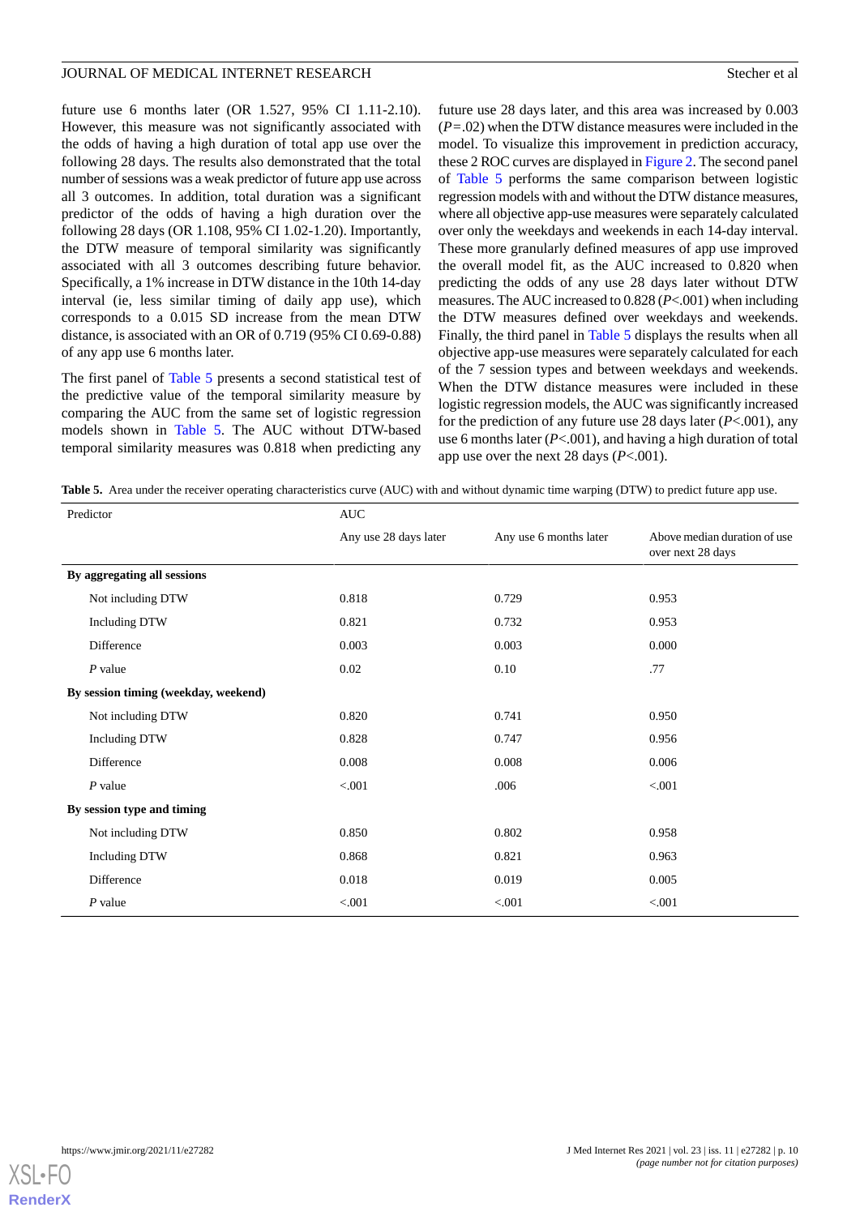future use 6 months later (OR 1.527, 95% CI 1.11-2.10). However, this measure was not significantly associated with the odds of having a high duration of total app use over the following 28 days. The results also demonstrated that the total number of sessions was a weak predictor of future app use across all 3 outcomes. In addition, total duration was a significant predictor of the odds of having a high duration over the following 28 days (OR 1.108, 95% CI 1.02-1.20). Importantly, the DTW measure of temporal similarity was significantly associated with all 3 outcomes describing future behavior. Specifically, a 1% increase in DTW distance in the 10th 14-day interval (ie, less similar timing of daily app use), which corresponds to a 0.015 SD increase from the mean DTW distance, is associated with an OR of 0.719 (95% CI 0.69-0.88) of any app use 6 months later.

The first panel of Table 5 presents a second statistical test of the predictive value of the temporal similarity measure by comparing the AUC from the same set of logistic regression models shown in Table 5. The AUC without DTW-based temporal similarity measures was 0.818 when predicting any future use 28 days later, and this area was increased by 0.003 (*P*=.02) when the DTW distance measures were included in the model. To visualize this improvement in prediction accuracy, these 2 ROC curves are displayed in Figure 2. The second panel of Table 5 performs the same comparison between logistic regression models with and without the DTW distance measures, where all objective app-use measures were separately calculated over only the weekdays and weekends in each 14-day interval. These more granularly defined measures of app use improved the overall model fit, as the AUC increased to 0.820 when predicting the odds of any use 28 days later without DTW measures. The AUC increased to 0.828 (*P*<.001) when including the DTW measures defined over weekdays and weekends. Finally, the third panel in Table 5 displays the results when all objective app-use measures were separately calculated for each of the 7 session types and between weekdays and weekends. When the DTW distance measures were included in these logistic regression models, the AUC was significantly increased for the prediction of any future use 28 days later (*P*<.001), any use 6 months later (*P*<.001), and having a high duration of total app use over the next 28 days (*P*<.001).

**Table 5.** Area under the receiver operating characteristics curve (AUC) with and without dynamic time warping (DTW) to predict future app use.

| Predictor | AUC | | |
|---|---|---|---|
| | Any use 28 days later | Any use 6 months later | Above median duration of use over next 28 days |
| **By aggregating all sessions** | | | |
| Not including DTW | 0.818 | 0.729 | 0.953 |
| Including DTW | 0.821 | 0.732 | 0.953 |
| Difference | 0.003 | 0.003 | 0.000 |
| *P* value | 0.02 | 0.10 | .77 |
| **By session timing (weekday, weekend)** | | | |
| Not including DTW | 0.820 | 0.741 | 0.950 |
| Including DTW | 0.828 | 0.747 | 0.956 |
| Difference | 0.008 | 0.008 | 0.006 |
| *P* value | <.001 | .006 | <.001 |
| **By session type and timing** | | | |
| Not including DTW | 0.850 | 0.802 | 0.958 |
| Including DTW | 0.868 | 0.821 | 0.963 |
| Difference | 0.018 | 0.019 | 0.005 |
| *P* value | <.001 | <.001 | <.001 |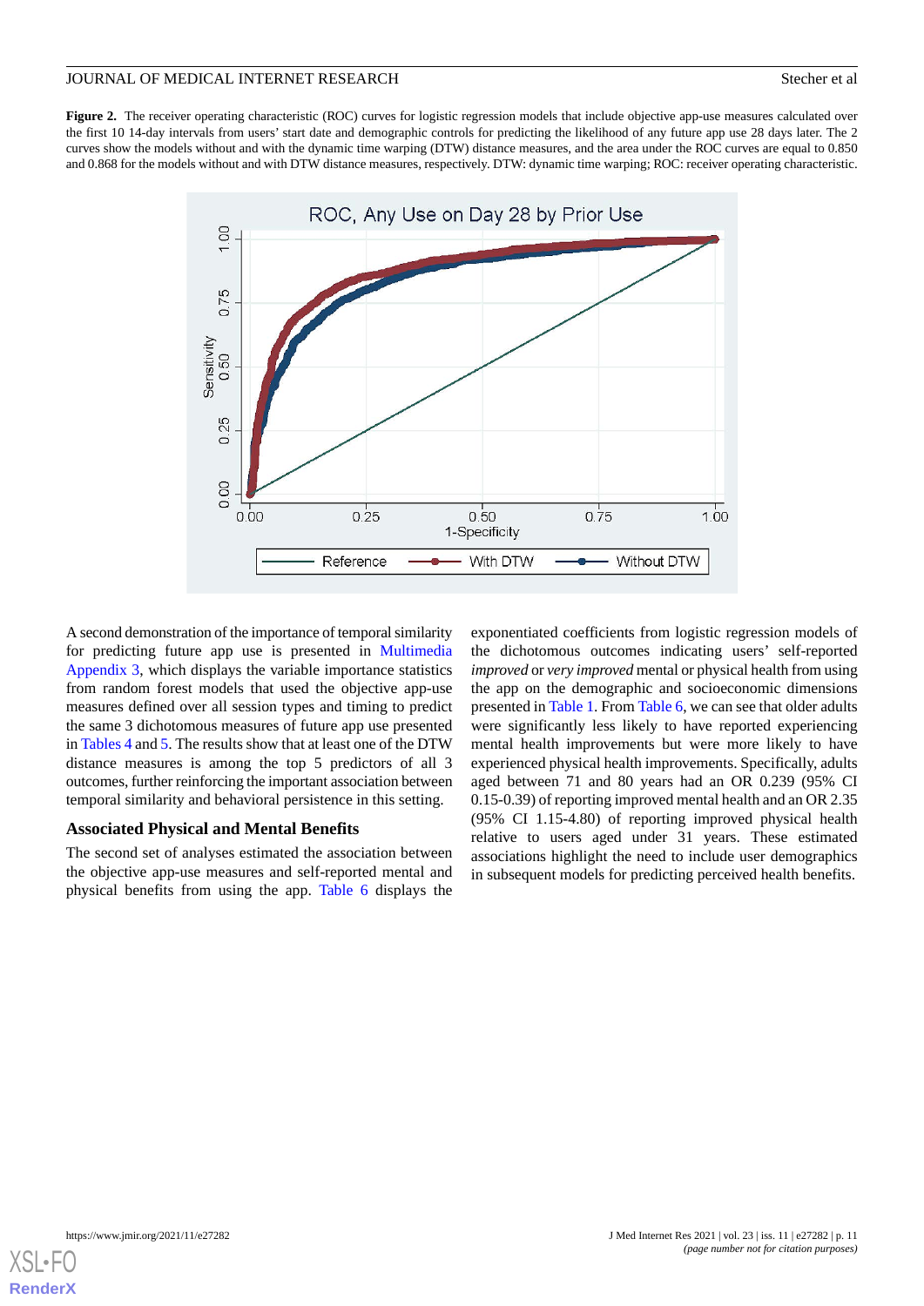**Figure 2.** The receiver operating characteristic (ROC) curves for logistic regression models that include objective app-use measures calculated over the first 10 14-day intervals from users' start date and demographic controls for predicting the likelihood of any future app use 28 days later. The 2 curves show the models without and with the dynamic time warping (DTW) distance measures, and the area under the ROC curves are equal to 0.850 and 0.868 for the models without and with DTW distance measures, respectively. DTW: dynamic time warping; ROC: receiver operating characteristic.

A second demonstration of the importance of temporal similarity for predicting future app use is presented in Multimedia Appendix 3, which displays the variable importance statistics from random forest models that used the objective app-use measures defined over all session types and timing to predict the same 3 dichotomous measures of future app use presented in Tables 4 and 5. The results show that at least one of the DTW distance measures is among the top 5 predictors of all 3 outcomes, further reinforcing the important association between temporal similarity and behavioral persistence in this setting.

### Associated Physical and Mental Benefits

The second set of analyses estimated the association between the objective app-use measures and self-reported mental and physical benefits from using the app. Table 6 displays the exponentiated coefficients from logistic regression models of the dichotomous outcomes indicating users' self-reported *improved* or *very improved* mental or physical health from using the app on the demographic and socioeconomic dimensions presented in Table 1. From Table 6, we can see that older adults were significantly less likely to have reported experiencing mental health improvements but were more likely to have experienced physical health improvements. Specifically, adults aged between 71 and 80 years had an OR 0.239 (95% CI 0.15-0.39) of reporting improved mental health and an OR 2.35 (95% CI 1.15-4.80) of reporting improved physical health relative to users aged under 31 years. These estimated associations highlight the need to include user demographics in subsequent models for predicting perceived health benefits.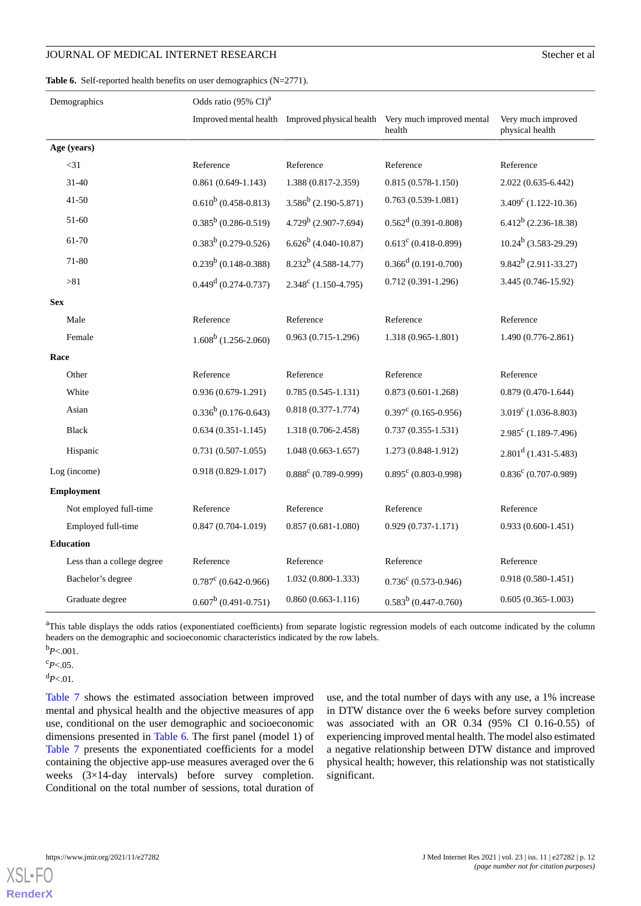**Table 6.** Self-reported health benefits on user demographics (N=2771).

| Demographics | Odds ratio (95% CI)[a] | | | |
|---|---|---|---|---|
| | Improved mental health | Improved physical health | Very much improved mental health | Very much improved physical health |
| **Age (years)** | | | | |
| <31 | Reference | Reference | Reference | Reference |
| 31-40 | 0.861 (0.649-1.143) | 1.388 (0.817-2.359) | 0.815 (0.578-1.150) | 2.022 (0.635-6.442) |
| 41-50 | 0.610[b] (0.458-0.813) | 3.586[b] (2.190-5.871) | 0.763 (0.539-1.081) | 3.409[c] (1.122-10.36) |
| 51-60 | 0.385[b] (0.286-0.519) | 4.729[b] (2.907-7.694) | 0.562[d] (0.391-0.808) | 6.412[b] (2.236-18.38) |
| 61-70 | 0.383[b] (0.279-0.526) | 6.626[b] (4.040-10.87) | 0.613[c] (0.418-0.899) | 10.24[b] (3.583-29.29) |
| 71-80 | 0.239[b] (0.148-0.388) | 8.232[b] (4.588-14.77) | 0.366[d] (0.191-0.700) | 9.842[b] (2.911-33.27) |
| >81 | 0.449[d] (0.274-0.737) | 2.348[c] (1.150-4.795) | 0.712 (0.391-1.296) | 3.445 (0.746-15.92) |
| **Sex** | | | | |
| Male | Reference | Reference | Reference | Reference |
| Female | 1.608[b] (1.256-2.060) | 0.963 (0.715-1.296) | 1.318 (0.965-1.801) | 1.490 (0.776-2.861) |
| **Race** | | | | |
| Other | Reference | Reference | Reference | Reference |
| White | 0.936 (0.679-1.291) | 0.785 (0.545-1.131) | 0.873 (0.601-1.268) | 0.879 (0.470-1.644) |
| Asian | 0.336[b] (0.176-0.643) | 0.818 (0.377-1.774) | 0.397[c] (0.165-0.956) | 3.019[c] (1.036-8.803) |
| Black | 0.634 (0.351-1.145) | 1.318 (0.706-2.458) | 0.737 (0.355-1.531) | 2.985[c] (1.189-7.496) |
| Hispanic | 0.731 (0.507-1.055) | 1.048 (0.663-1.657) | 1.273 (0.848-1.912) | 2.801[d] (1.431-5.483) |
| Log (income) | 0.918 (0.829-1.017) | 0.888[c] (0.789-0.999) | 0.895[c] (0.803-0.998) | 0.836[c] (0.707-0.989) |
| **Employment** | | | | |
| Not employed full-time | Reference | Reference | Reference | Reference |
| Employed full-time | 0.847 (0.704-1.019) | 0.857 (0.681-1.080) | 0.929 (0.737-1.171) | 0.933 (0.600-1.451) |
| **Education** | | | | |
| Less than a college degree | Reference | Reference | Reference | Reference |
| Bachelor's degree | 0.787[c] (0.642-0.966) | 1.032 (0.800-1.333) | 0.736[c] (0.573-0.946) | 0.918 (0.580-1.451) |
| Graduate degree | 0.607[b] (0.491-0.751) | 0.860 (0.663-1.116) | 0.583[b] (0.447-0.760) | 0.605 (0.365-1.003) |

[a]This table displays the odds ratios (exponentiated coefficients) from separate logistic regression models of each outcome indicated by the column headers on the demographic and socioeconomic characteristics indicated by the row labels.

[b]*P*<.001.

[c]*P*<.05.

[d]*P*<.01.

Table 7 shows the estimated association between improved mental and physical health and the objective measures of app use, conditional on the user demographic and socioeconomic dimensions presented in Table 6. The first panel (model 1) of Table 7 presents the exponentiated coefficients for a model containing the objective app-use measures averaged over the 6 weeks (3×14-day intervals) before survey completion. Conditional on the total number of sessions, total duration of use, and the total number of days with any use, a 1% increase in DTW distance over the 6 weeks before survey completion was associated with an OR 0.34 (95% CI 0.16-0.55) of experiencing improved mental health. The model also estimated a negative relationship between DTW distance and improved physical health; however, this relationship was not statistically significant.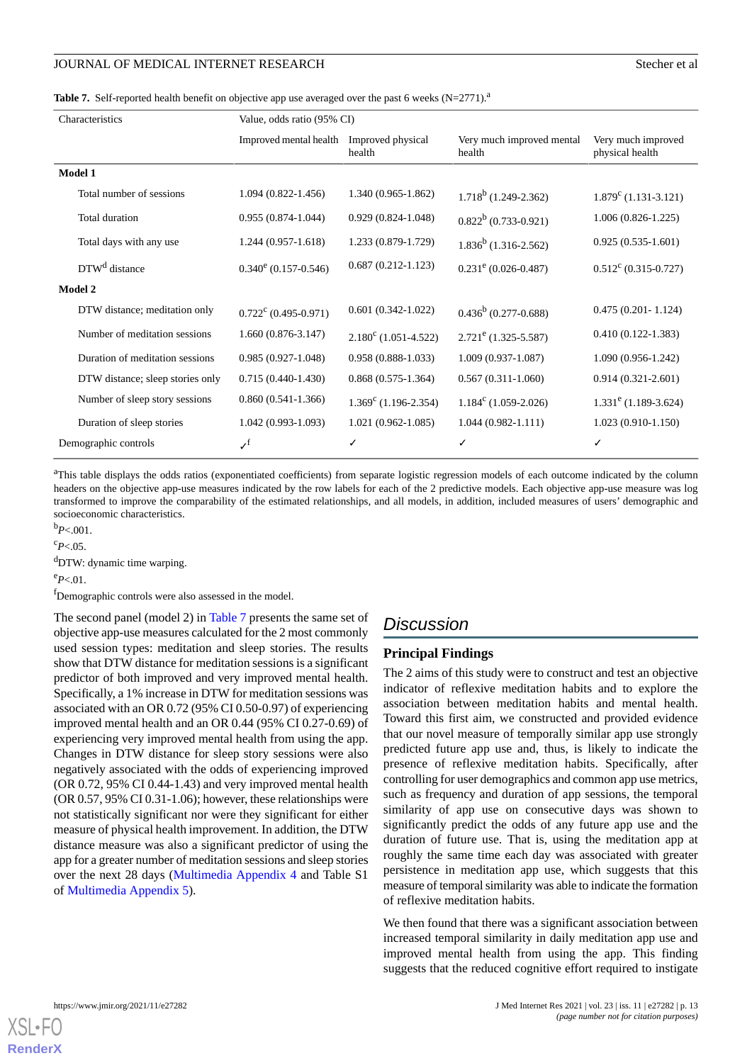**Table 7.** Self-reported health benefit on objective app use averaged over the past 6 weeks (N=2771).[a]

| Characteristics | Value, odds ratio (95% CI) | | | |
|---|---|---|---|---|
| | Improved mental health | Improved physical health | Very much improved mental health | Very much improved physical health |
| **Model 1** | | | | |
| Total number of sessions | 1.094 (0.822-1.456) | 1.340 (0.965-1.862) | 1.718[b] (1.249-2.362) | 1.879[c] (1.131-3.121) |
| Total duration | 0.955 (0.874-1.044) | 0.929 (0.824-1.048) | 0.822[b] (0.733-0.921) | 1.006 (0.826-1.225) |
| Total days with any use | 1.244 (0.957-1.618) | 1.233 (0.879-1.729) | 1.836[b] (1.316-2.562) | 0.925 (0.535-1.601) |
| DTW[d] distance | 0.340[e] (0.157-0.546) | 0.687 (0.212-1.123) | 0.231[e] (0.026-0.487) | 0.512[c] (0.315-0.727) |
| **Model 2** | | | | |
| DTW distance; meditation only | 0.722[c] (0.495-0.971) | 0.601 (0.342-1.022) | 0.436[b] (0.277-0.688) | 0.475 (0.201- 1.124) |
| Number of meditation sessions | 1.660 (0.876-3.147) | 2.180[c] (1.051-4.522) | 2.721[e] (1.325-5.587) | 0.410 (0.122-1.383) |
| Duration of meditation sessions | 0.985 (0.927-1.048) | 0.958 (0.888-1.033) | 1.009 (0.937-1.087) | 1.090 (0.956-1.242) |
| DTW distance; sleep stories only | 0.715 (0.440-1.430) | 0.868 (0.575-1.364) | 0.567 (0.311-1.060) | 0.914 (0.321-2.601) |
| Number of sleep story sessions | 0.860 (0.541-1.366) | 1.369[c] (1.196-2.354) | 1.184[c] (1.059-2.026) | 1.331[e] (1.189-3.624) |
| Duration of sleep stories | 1.042 (0.993-1.093) | 1.021 (0.962-1.085) | 1.044 (0.982-1.111) | 1.023 (0.910-1.150) |
| Demographic controls | ✓[f] | ✓ | ✓ | ✓ |

[a]This table displays the odds ratios (exponentiated coefficients) from separate logistic regression models of each outcome indicated by the column headers on the objective app-use measures indicated by the row labels for each of the 2 predictive models. Each objective app-use measure was log transformed to improve the comparability of the estimated relationships, and all models, in addition, included measures of users' demographic and socioeconomic characteristics.

[b]*P*<.001.

[c]*P*<.05.

[d]DTW: dynamic time warping.

[e]*P*<.01.

[f]Demographic controls were also assessed in the model.

The second panel (model 2) in Table 7 presents the same set of objective app-use measures calculated for the 2 most commonly used session types: meditation and sleep stories. The results show that DTW distance for meditation sessions is a significant predictor of both improved and very improved mental health. Specifically, a 1% increase in DTW for meditation sessions was associated with an OR 0.72 (95% CI 0.50-0.97) of experiencing improved mental health and an OR 0.44 (95% CI 0.27-0.69) of experiencing very improved mental health from using the app. Changes in DTW distance for sleep story sessions were also negatively associated with the odds of experiencing improved (OR 0.72, 95% CI 0.44-1.43) and very improved mental health (OR 0.57, 95% CI 0.31-1.06); however, these relationships were not statistically significant nor were they significant for either measure of physical health improvement. In addition, the DTW distance measure was also a significant predictor of using the app for a greater number of meditation sessions and sleep stories over the next 28 days (Multimedia Appendix 4 and Table S1 of Multimedia Appendix 5).

# Discussion

## Principal Findings

The 2 aims of this study were to construct and test an objective indicator of reflexive meditation habits and to explore the association between meditation habits and mental health. Toward this first aim, we constructed and provided evidence that our novel measure of temporally similar app use strongly predicted future app use and, thus, is likely to indicate the presence of reflexive meditation habits. Specifically, after controlling for user demographics and common app use metrics, such as frequency and duration of app sessions, the temporal similarity of app use on consecutive days was shown to significantly predict the odds of any future app use and the duration of future use. That is, using the meditation app at roughly the same time each day was associated with greater persistence in meditation app use, which suggests that this measure of temporal similarity was able to indicate the formation of reflexive meditation habits.

We then found that there was a significant association between increased temporal similarity in daily meditation app use and improved mental health from using the app. This finding suggests that the reduced cognitive effort required to instigate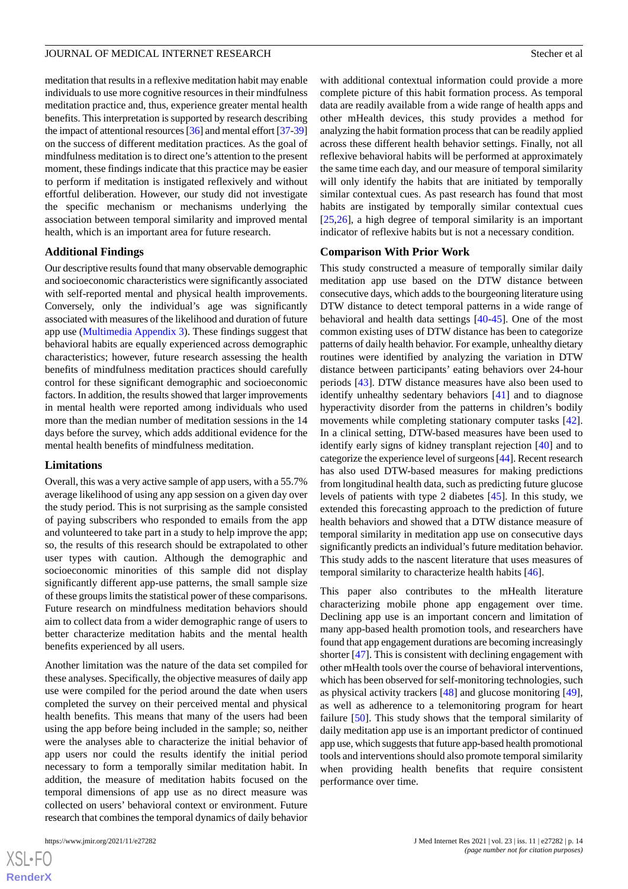meditation that results in a reflexive meditation habit may enable individuals to use more cognitive resources in their mindfulness meditation practice and, thus, experience greater mental health benefits. This interpretation is supported by research describing the impact of attentional resources [36] and mental effort [37-39] on the success of different meditation practices. As the goal of mindfulness meditation is to direct one's attention to the present moment, these findings indicate that this practice may be easier to perform if meditation is instigated reflexively and without effortful deliberation. However, our study did not investigate the specific mechanism or mechanisms underlying the association between temporal similarity and improved mental health, which is an important area for future research.

### Additional Findings

Our descriptive results found that many observable demographic and socioeconomic characteristics were significantly associated with self-reported mental and physical health improvements. Conversely, only the individual's age was significantly associated with measures of the likelihood and duration of future app use (Multimedia Appendix 3). These findings suggest that behavioral habits are equally experienced across demographic characteristics; however, future research assessing the health benefits of mindfulness meditation practices should carefully control for these significant demographic and socioeconomic factors. In addition, the results showed that larger improvements in mental health were reported among individuals who used more than the median number of meditation sessions in the 14 days before the survey, which adds additional evidence for the mental health benefits of mindfulness meditation.

### Limitations

Overall, this was a very active sample of app users, with a 55.7% average likelihood of using any app session on a given day over the study period. This is not surprising as the sample consisted of paying subscribers who responded to emails from the app and volunteered to take part in a study to help improve the app; so, the results of this research should be extrapolated to other user types with caution. Although the demographic and socioeconomic minorities of this sample did not display significantly different app-use patterns, the small sample size of these groups limits the statistical power of these comparisons. Future research on mindfulness meditation behaviors should aim to collect data from a wider demographic range of users to better characterize meditation habits and the mental health benefits experienced by all users.

Another limitation was the nature of the data set compiled for these analyses. Specifically, the objective measures of daily app use were compiled for the period around the date when users completed the survey on their perceived mental and physical health benefits. This means that many of the users had been using the app before being included in the sample; so, neither were the analyses able to characterize the initial behavior of app users nor could the results identify the initial period necessary to form a temporally similar meditation habit. In addition, the measure of meditation habits focused on the temporal dimensions of app use as no direct measure was collected on users' behavioral context or environment. Future research that combines the temporal dynamics of daily behavior with additional contextual information could provide a more complete picture of this habit formation process. As temporal data are readily available from a wide range of health apps and other mHealth devices, this study provides a method for analyzing the habit formation process that can be readily applied across these different health behavior settings. Finally, not all reflexive behavioral habits will be performed at approximately the same time each day, and our measure of temporal similarity will only identify the habits that are initiated by temporally similar contextual cues. As past research has found that most habits are instigated by temporally similar contextual cues [25,26], a high degree of temporal similarity is an important indicator of reflexive habits but is not a necessary condition.

### Comparison With Prior Work

This study constructed a measure of temporally similar daily meditation app use based on the DTW distance between consecutive days, which adds to the bourgeoning literature using DTW distance to detect temporal patterns in a wide range of behavioral and health data settings [40-45]. One of the most common existing uses of DTW distance has been to categorize patterns of daily health behavior. For example, unhealthy dietary routines were identified by analyzing the variation in DTW distance between participants' eating behaviors over 24-hour periods [43]. DTW distance measures have also been used to identify unhealthy sedentary behaviors [41] and to diagnose hyperactivity disorder from the patterns in children's bodily movements while completing stationary computer tasks [42]. In a clinical setting, DTW-based measures have been used to identify early signs of kidney transplant rejection [40] and to categorize the experience level of surgeons [44]. Recent research has also used DTW-based measures for making predictions from longitudinal health data, such as predicting future glucose levels of patients with type 2 diabetes [45]. In this study, we extended this forecasting approach to the prediction of future health behaviors and showed that a DTW distance measure of temporal similarity in meditation app use on consecutive days significantly predicts an individual's future meditation behavior. This study adds to the nascent literature that uses measures of temporal similarity to characterize health habits [46].

This paper also contributes to the mHealth literature characterizing mobile phone app engagement over time. Declining app use is an important concern and limitation of many app-based health promotion tools, and researchers have found that app engagement durations are becoming increasingly shorter [47]. This is consistent with declining engagement with other mHealth tools over the course of behavioral interventions, which has been observed for self-monitoring technologies, such as physical activity trackers [48] and glucose monitoring [49], as well as adherence to a telemonitoring program for heart failure [50]. This study shows that the temporal similarity of daily meditation app use is an important predictor of continued app use, which suggests that future app-based health promotional tools and interventions should also promote temporal similarity when providing health benefits that require consistent performance over time.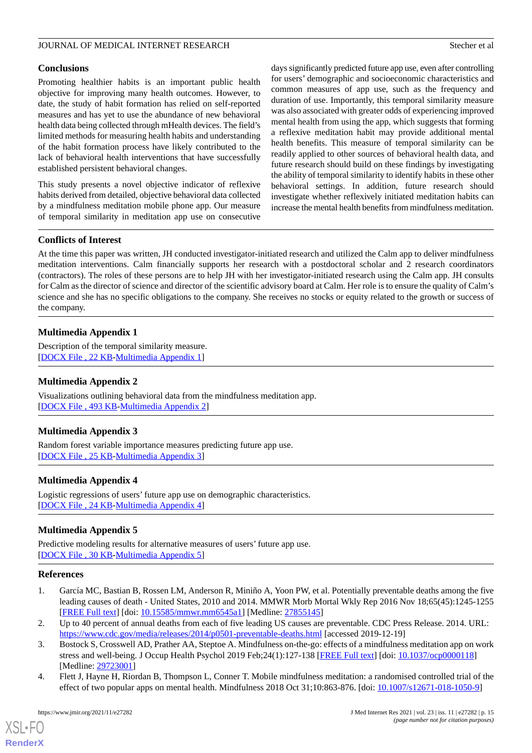## Conclusions

Promoting healthier habits is an important public health objective for improving many health outcomes. However, to date, the study of habit formation has relied on self-reported measures and has yet to use the abundance of new behavioral health data being collected through mHealth devices. The field's limited methods for measuring health habits and understanding of the habit formation process have likely contributed to the lack of behavioral health interventions that have successfully established persistent behavioral changes.

This study presents a novel objective indicator of reflexive habits derived from detailed, objective behavioral data collected by a mindfulness meditation mobile phone app. Our measure of temporal similarity in meditation app use on consecutive days significantly predicted future app use, even after controlling for users' demographic and socioeconomic characteristics and common measures of app use, such as the frequency and duration of use. Importantly, this temporal similarity measure was also associated with greater odds of experiencing improved mental health from using the app, which suggests that forming a reflexive meditation habit may provide additional mental health benefits. This measure of temporal similarity can be readily applied to other sources of behavioral health data, and future research should build on these findings by investigating the ability of temporal similarity to identify habits in these other behavioral settings. In addition, future research should investigate whether reflexively initiated meditation habits can increase the mental health benefits from mindfulness meditation.

## Conflicts of Interest

At the time this paper was written, JH conducted investigator-initiated research and utilized the Calm app to deliver mindfulness meditation interventions. Calm financially supports her research with a postdoctoral scholar and 2 research coordinators (contractors). The roles of these persons are to help JH with her investigator-initiated research using the Calm app. JH consults for Calm as the director of science and director of the scientific advisory board at Calm. Her role is to ensure the quality of Calm's science and she has no specific obligations to the company. She receives no stocks or equity related to the growth or success of the company.

## Multimedia Appendix 1

Description of the temporal similarity measure.
[DOCX File , 22 KB-Multimedia Appendix 1]

## Multimedia Appendix 2

Visualizations outlining behavioral data from the mindfulness meditation app.
[DOCX File , 493 KB-Multimedia Appendix 2]

## Multimedia Appendix 3

Random forest variable importance measures predicting future app use.
[DOCX File , 25 KB-Multimedia Appendix 3]

## Multimedia Appendix 4

Logistic regressions of users' future app use on demographic characteristics.
[DOCX File , 24 KB-Multimedia Appendix 4]

## Multimedia Appendix 5

Predictive modeling results for alternative measures of users' future app use.
[DOCX File , 30 KB-Multimedia Appendix 5]

## References

1. García MC, Bastian B, Rossen LM, Anderson R, Miniño A, Yoon PW, et al. Potentially preventable deaths among the five leading causes of death - United States, 2010 and 2014. MMWR Morb Mortal Wkly Rep 2016 Nov 18;65(45):1245-1255 [FREE Full text] [doi: 10.15585/mmwr.mm6545a1] [Medline: 27855145]
2. Up to 40 percent of annual deaths from each of five leading US causes are preventable. CDC Press Release. 2014. URL: https://www.cdc.gov/media/releases/2014/p0501-preventable-deaths.html [accessed 2019-12-19]
3. Bostock S, Crosswell AD, Prather AA, Steptoe A. Mindfulness on-the-go: effects of a mindfulness meditation app on work stress and well-being. J Occup Health Psychol 2019 Feb;24(1):127-138 [FREE Full text] [doi: 10.1037/ocp0000118] [Medline: 29723001]
4. Flett J, Hayne H, Riordan B, Thompson L, Conner T. Mobile mindfulness meditation: a randomised controlled trial of the effect of two popular apps on mental health. Mindfulness 2018 Oct 31;10:863-876. [doi: 10.1007/s12671-018-1050-9]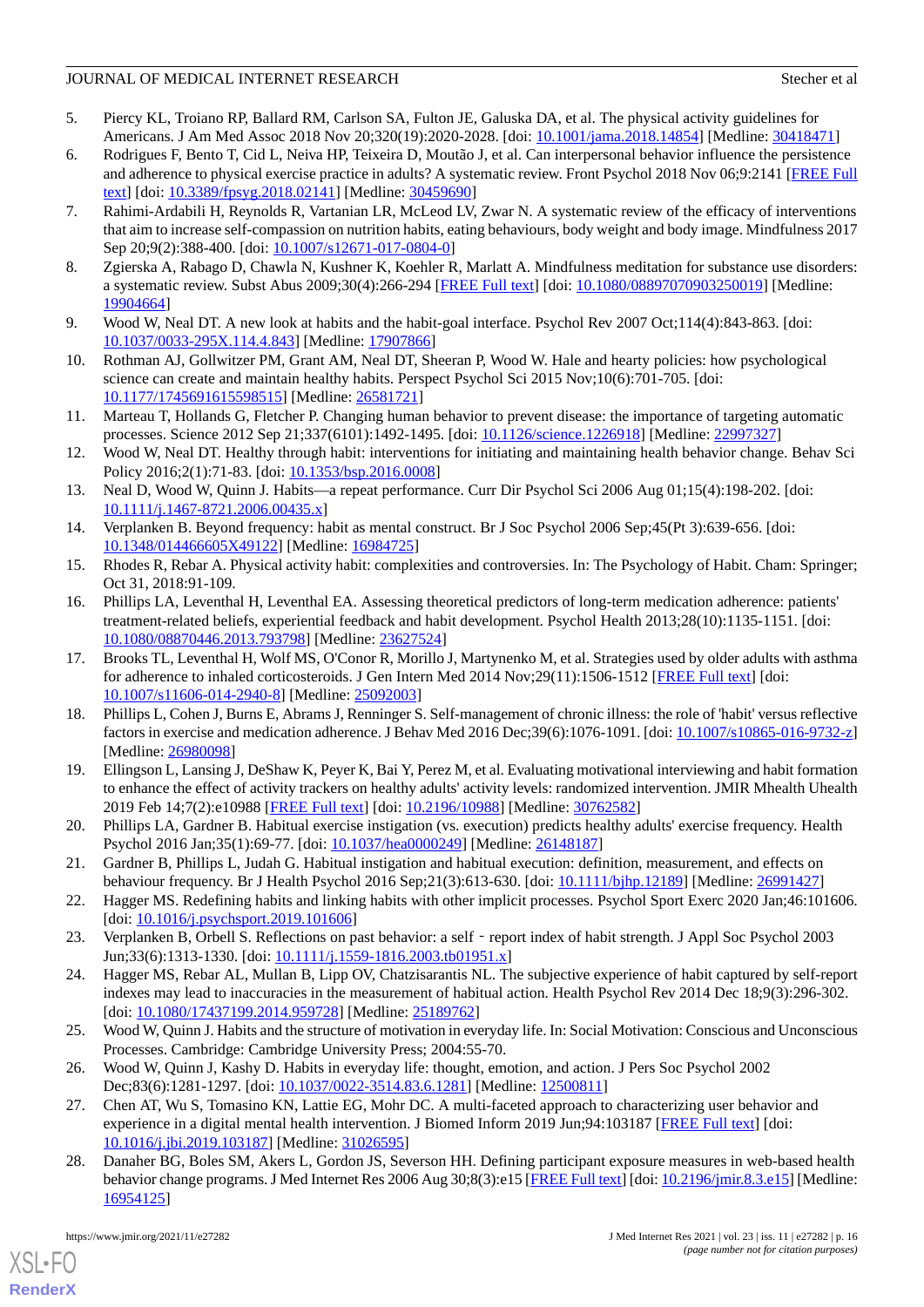5. Piercy KL, Troiano RP, Ballard RM, Carlson SA, Fulton JE, Galuska DA, et al. The physical activity guidelines for Americans. J Am Med Assoc 2018 Nov 20;320(19):2020-2028. [doi: 10.1001/jama.2018.14854] [Medline: 30418471]
6. Rodrigues F, Bento T, Cid L, Neiva HP, Teixeira D, Moutão J, et al. Can interpersonal behavior influence the persistence and adherence to physical exercise practice in adults? A systematic review. Front Psychol 2018 Nov 06;9:2141 [FREE Full text] [doi: 10.3389/fpsyg.2018.02141] [Medline: 30459690]
7. Rahimi-Ardabili H, Reynolds R, Vartanian LR, McLeod LV, Zwar N. A systematic review of the efficacy of interventions that aim to increase self-compassion on nutrition habits, eating behaviours, body weight and body image. Mindfulness 2017 Sep 20;9(2):388-400. [doi: 10.1007/s12671-017-0804-0]
8. Zgierska A, Rabago D, Chawla N, Kushner K, Koehler R, Marlatt A. Mindfulness meditation for substance use disorders: a systematic review. Subst Abus 2009;30(4):266-294 [FREE Full text] [doi: 10.1080/08897070903250019] [Medline: 19904664]
9. Wood W, Neal DT. A new look at habits and the habit-goal interface. Psychol Rev 2007 Oct;114(4):843-863. [doi: 10.1037/0033-295X.114.4.843] [Medline: 17907866]
10. Rothman AJ, Gollwitzer PM, Grant AM, Neal DT, Sheeran P, Wood W. Hale and hearty policies: how psychological science can create and maintain healthy habits. Perspect Psychol Sci 2015 Nov;10(6):701-705. [doi: 10.1177/1745691615598515] [Medline: 26581721]
11. Marteau T, Hollands G, Fletcher P. Changing human behavior to prevent disease: the importance of targeting automatic processes. Science 2012 Sep 21;337(6101):1492-1495. [doi: 10.1126/science.1226918] [Medline: 22997327]
12. Wood W, Neal DT. Healthy through habit: interventions for initiating and maintaining health behavior change. Behav Sci Policy 2016;2(1):71-83. [doi: 10.1353/bsp.2016.0008]
13. Neal D, Wood W, Quinn J. Habits—a repeat performance. Curr Dir Psychol Sci 2006 Aug 01;15(4):198-202. [doi: 10.1111/j.1467-8721.2006.00435.x]
14. Verplanken B. Beyond frequency: habit as mental construct. Br J Soc Psychol 2006 Sep;45(Pt 3):639-656. [doi: 10.1348/014466605X49122] [Medline: 16984725]
15. Rhodes R, Rebar A. Physical activity habit: complexities and controversies. In: The Psychology of Habit. Cham: Springer; Oct 31, 2018:91-109.
16. Phillips LA, Leventhal H, Leventhal EA. Assessing theoretical predictors of long-term medication adherence: patients' treatment-related beliefs, experiential feedback and habit development. Psychol Health 2013;28(10):1135-1151. [doi: 10.1080/08870446.2013.793798] [Medline: 23627524]
17. Brooks TL, Leventhal H, Wolf MS, O'Conor R, Morillo J, Martynenko M, et al. Strategies used by older adults with asthma for adherence to inhaled corticosteroids. J Gen Intern Med 2014 Nov;29(11):1506-1512 [FREE Full text] [doi: 10.1007/s11606-014-2940-8] [Medline: 25092003]
18. Phillips L, Cohen J, Burns E, Abrams J, Renninger S. Self-management of chronic illness: the role of 'habit' versus reflective factors in exercise and medication adherence. J Behav Med 2016 Dec;39(6):1076-1091. [doi: 10.1007/s10865-016-9732-z] [Medline: 26980098]
19. Ellingson L, Lansing J, DeShaw K, Peyer K, Bai Y, Perez M, et al. Evaluating motivational interviewing and habit formation to enhance the effect of activity trackers on healthy adults' activity levels: randomized intervention. JMIR Mhealth Uhealth 2019 Feb 14;7(2):e10988 [FREE Full text] [doi: 10.2196/10988] [Medline: 30762582]
20. Phillips LA, Gardner B. Habitual exercise instigation (vs. execution) predicts healthy adults' exercise frequency. Health Psychol 2016 Jan;35(1):69-77. [doi: 10.1037/hea0000249] [Medline: 26148187]
21. Gardner B, Phillips L, Judah G. Habitual instigation and habitual execution: definition, measurement, and effects on behaviour frequency. Br J Health Psychol 2016 Sep;21(3):613-630. [doi: 10.1111/bjhp.12189] [Medline: 26991427]
22. Hagger MS. Redefining habits and linking habits with other implicit processes. Psychol Sport Exerc 2020 Jan;46:101606. [doi: 10.1016/j.psychsport.2019.101606]
23. Verplanken B, Orbell S. Reflections on past behavior: a self‐report index of habit strength. J Appl Soc Psychol 2003 Jun;33(6):1313-1330. [doi: 10.1111/j.1559-1816.2003.tb01951.x]
24. Hagger MS, Rebar AL, Mullan B, Lipp OV, Chatzisarantis NL. The subjective experience of habit captured by self-report indexes may lead to inaccuracies in the measurement of habitual action. Health Psychol Rev 2014 Dec 18;9(3):296-302. [doi: 10.1080/17437199.2014.959728] [Medline: 25189762]
25. Wood W, Quinn J. Habits and the structure of motivation in everyday life. In: Social Motivation: Conscious and Unconscious Processes. Cambridge: Cambridge University Press; 2004:55-70.
26. Wood W, Quinn J, Kashy D. Habits in everyday life: thought, emotion, and action. J Pers Soc Psychol 2002 Dec;83(6):1281-1297. [doi: 10.1037/0022-3514.83.6.1281] [Medline: 12500811]
27. Chen AT, Wu S, Tomasino KN, Lattie EG, Mohr DC. A multi-faceted approach to characterizing user behavior and experience in a digital mental health intervention. J Biomed Inform 2019 Jun;94:103187 [FREE Full text] [doi: 10.1016/j.jbi.2019.103187] [Medline: 31026595]
28. Danaher BG, Boles SM, Akers L, Gordon JS, Severson HH. Defining participant exposure measures in web-based health behavior change programs. J Med Internet Res 2006 Aug 30;8(3):e15 [FREE Full text] [doi: 10.2196/jmir.8.3.e15] [Medline: 16954125]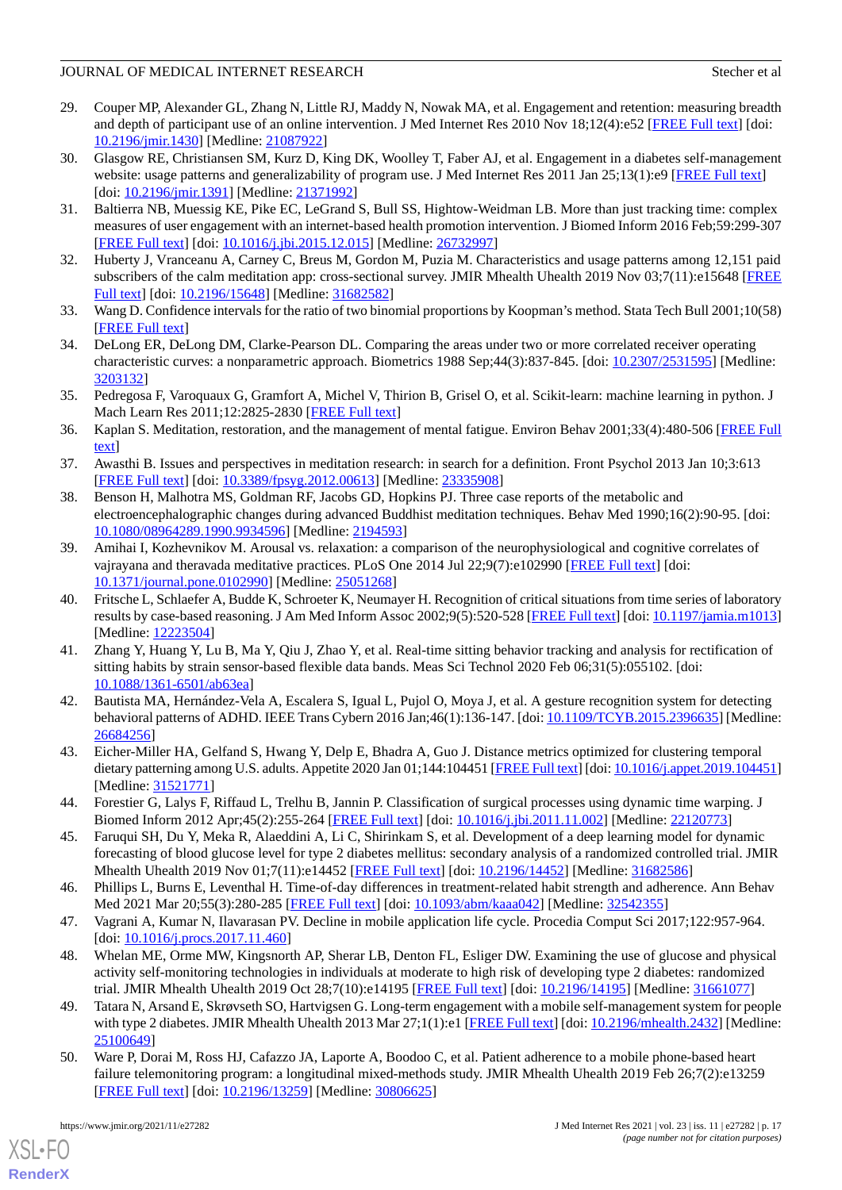29. Couper MP, Alexander GL, Zhang N, Little RJ, Maddy N, Nowak MA, et al. Engagement and retention: measuring breadth and depth of participant use of an online intervention. J Med Internet Res 2010 Nov 18;12(4):e52 [FREE Full text] [doi: 10.2196/jmir.1430] [Medline: 21087922]
30. Glasgow RE, Christiansen SM, Kurz D, King DK, Woolley T, Faber AJ, et al. Engagement in a diabetes self-management website: usage patterns and generalizability of program use. J Med Internet Res 2011 Jan 25;13(1):e9 [FREE Full text] [doi: 10.2196/jmir.1391] [Medline: 21371992]
31. Baltierra NB, Muessig KE, Pike EC, LeGrand S, Bull SS, Hightow-Weidman LB. More than just tracking time: complex measures of user engagement with an internet-based health promotion intervention. J Biomed Inform 2016 Feb;59:299-307 [FREE Full text] [doi: 10.1016/j.jbi.2015.12.015] [Medline: 26732997]
32. Huberty J, Vranceanu A, Carney C, Breus M, Gordon M, Puzia M. Characteristics and usage patterns among 12,151 paid subscribers of the calm meditation app: cross-sectional survey. JMIR Mhealth Uhealth 2019 Nov 03;7(11):e15648 [FREE Full text] [doi: 10.2196/15648] [Medline: 31682582]
33. Wang D. Confidence intervals for the ratio of two binomial proportions by Koopman's method. Stata Tech Bull 2001;10(58) [FREE Full text]
34. DeLong ER, DeLong DM, Clarke-Pearson DL. Comparing the areas under two or more correlated receiver operating characteristic curves: a nonparametric approach. Biometrics 1988 Sep;44(3):837-845. [doi: 10.2307/2531595] [Medline: 3203132]
35. Pedregosa F, Varoquaux G, Gramfort A, Michel V, Thirion B, Grisel O, et al. Scikit-learn: machine learning in python. J Mach Learn Res 2011;12:2825-2830 [FREE Full text]
36. Kaplan S. Meditation, restoration, and the management of mental fatigue. Environ Behav 2001;33(4):480-506 [FREE Full text]
37. Awasthi B. Issues and perspectives in meditation research: in search for a definition. Front Psychol 2013 Jan 10;3:613 [FREE Full text] [doi: 10.3389/fpsyg.2012.00613] [Medline: 23335908]
38. Benson H, Malhotra MS, Goldman RF, Jacobs GD, Hopkins PJ. Three case reports of the metabolic and electroencephalographic changes during advanced Buddhist meditation techniques. Behav Med 1990;16(2):90-95. [doi: 10.1080/08964289.1990.9934596] [Medline: 2194593]
39. Amihai I, Kozhevnikov M. Arousal vs. relaxation: a comparison of the neurophysiological and cognitive correlates of vajrayana and theravada meditative practices. PLoS One 2014 Jul 22;9(7):e102990 [FREE Full text] [doi: 10.1371/journal.pone.0102990] [Medline: 25051268]
40. Fritsche L, Schlaefer A, Budde K, Schroeter K, Neumayer H. Recognition of critical situations from time series of laboratory results by case-based reasoning. J Am Med Inform Assoc 2002;9(5):520-528 [FREE Full text] [doi: 10.1197/jamia.m1013] [Medline: 12223504]
41. Zhang Y, Huang Y, Lu B, Ma Y, Qiu J, Zhao Y, et al. Real-time sitting behavior tracking and analysis for rectification of sitting habits by strain sensor-based flexible data bands. Meas Sci Technol 2020 Feb 06;31(5):055102. [doi: 10.1088/1361-6501/ab63ea]
42. Bautista MA, Hernández-Vela A, Escalera S, Igual L, Pujol O, Moya J, et al. A gesture recognition system for detecting behavioral patterns of ADHD. IEEE Trans Cybern 2016 Jan;46(1):136-147. [doi: 10.1109/TCYB.2015.2396635] [Medline: 26684256]
43. Eicher-Miller HA, Gelfand S, Hwang Y, Delp E, Bhadra A, Guo J. Distance metrics optimized for clustering temporal dietary patterning among U.S. adults. Appetite 2020 Jan 01;144:104451 [FREE Full text] [doi: 10.1016/j.appet.2019.104451] [Medline: 31521771]
44. Forestier G, Lalys F, Riffaud L, Trelhu B, Jannin P. Classification of surgical processes using dynamic time warping. J Biomed Inform 2012 Apr;45(2):255-264 [FREE Full text] [doi: 10.1016/j.jbi.2011.11.002] [Medline: 22120773]
45. Faruqui SH, Du Y, Meka R, Alaeddini A, Li C, Shirinkam S, et al. Development of a deep learning model for dynamic forecasting of blood glucose level for type 2 diabetes mellitus: secondary analysis of a randomized controlled trial. JMIR Mhealth Uhealth 2019 Nov 01;7(11):e14452 [FREE Full text] [doi: 10.2196/14452] [Medline: 31682586]
46. Phillips L, Burns E, Leventhal H. Time-of-day differences in treatment-related habit strength and adherence. Ann Behav Med 2021 Mar 20;55(3):280-285 [FREE Full text] [doi: 10.1093/abm/kaaa042] [Medline: 32542355]
47. Vagrani A, Kumar N, Ilavarasan PV. Decline in mobile application life cycle. Procedia Comput Sci 2017;122:957-964. [doi: 10.1016/j.procs.2017.11.460]
48. Whelan ME, Orme MW, Kingsnorth AP, Sherar LB, Denton FL, Esliger DW. Examining the use of glucose and physical activity self-monitoring technologies in individuals at moderate to high risk of developing type 2 diabetes: randomized trial. JMIR Mhealth Uhealth 2019 Oct 28;7(10):e14195 [FREE Full text] [doi: 10.2196/14195] [Medline: 31661077]
49. Tatara N, Arsand E, Skrøvseth SO, Hartvigsen G. Long-term engagement with a mobile self-management system for people with type 2 diabetes. JMIR Mhealth Uhealth 2013 Mar 27;1(1):e1 [FREE Full text] [doi: 10.2196/mhealth.2432] [Medline: 25100649]
50. Ware P, Dorai M, Ross HJ, Cafazzo JA, Laporte A, Boodoo C, et al. Patient adherence to a mobile phone-based heart failure telemonitoring program: a longitudinal mixed-methods study. JMIR Mhealth Uhealth 2019 Feb 26;7(2):e13259 [FREE Full text] [doi: 10.2196/13259] [Medline: 30806625]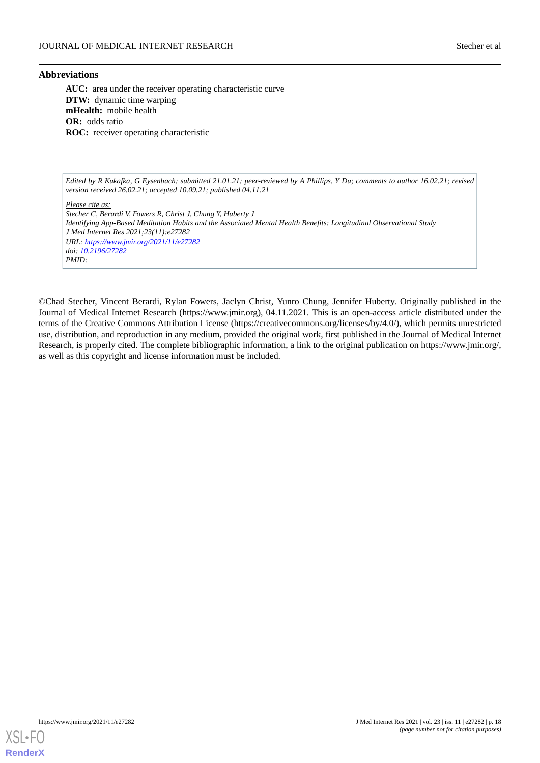## Abbreviations

**AUC:** area under the receiver operating characteristic curve
**DTW:** dynamic time warping
**mHealth:** mobile health
**OR:** odds ratio
**ROC:** receiver operating characteristic

*Edited by R Kukafka, G Eysenbach; submitted 21.01.21; peer-reviewed by A Phillips, Y Du; comments to author 16.02.21; revised version received 26.02.21; accepted 10.09.21; published 04.11.21*

*Please cite as:*
*Stecher C, Berardi V, Fowers R, Christ J, Chung Y, Huberty J*
*Identifying App-Based Meditation Habits and the Associated Mental Health Benefits: Longitudinal Observational Study*
*J Med Internet Res 2021;23(11):e27282*
*URL: https://www.jmir.org/2021/11/e27282*
*doi: 10.2196/27282*
*PMID:*

©Chad Stecher, Vincent Berardi, Rylan Fowers, Jaclyn Christ, Yunro Chung, Jennifer Huberty. Originally published in the Journal of Medical Internet Research (https://www.jmir.org), 04.11.2021. This is an open-access article distributed under the terms of the Creative Commons Attribution License (https://creativecommons.org/licenses/by/4.0/), which permits unrestricted use, distribution, and reproduction in any medium, provided the original work, first published in the Journal of Medical Internet Research, is properly cited. The complete bibliographic information, a link to the original publication on https://www.jmir.org/, as well as this copyright and license information must be included.